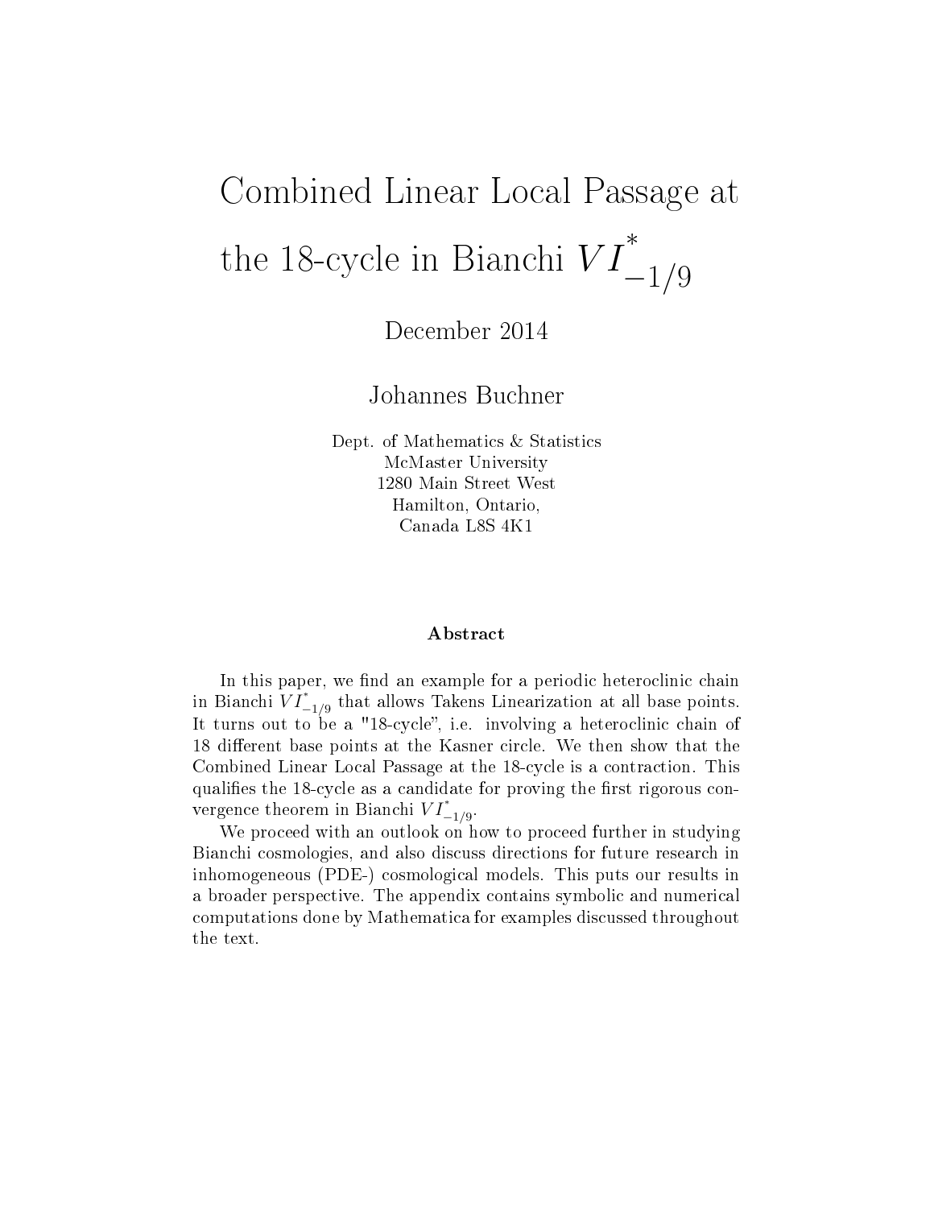# Combined Linear Local Passage at the 18-cycle in Bianchi $VI^*_{-1/9}$

December 2014

Johannes Buchner

Dept. of Mathematics & Statistics
McMaster University
1280 Main Street West
Hamilton, Ontario,
Canada L8S 4K1

### Abstract

In this paper, we find an example for a periodic heteroclinic chain in Bianchi $VI^*_{-1/9}$ that allows Takens Linearization at all base points. It turns out to be a "18-cycle", i.e. involving a heteroclinic chain of 18 different base points at the Kasner circle. We then show that the Combined Linear Local Passage at the 18-cycle is a contraction. This qualifies the 18-cycle as a candidate for proving the first rigorous convergence theorem in Bianchi $VI^*_{-1/9}$.

We proceed with an outlook on how to proceed further in studying Bianchi cosmologies, and also discuss directions for future research in inhomogeneous (PDE-) cosmological models. This puts our results in a broader perspective. The appendix contains symbolic and numerical computations done by Mathematica for examples discussed throughout the text.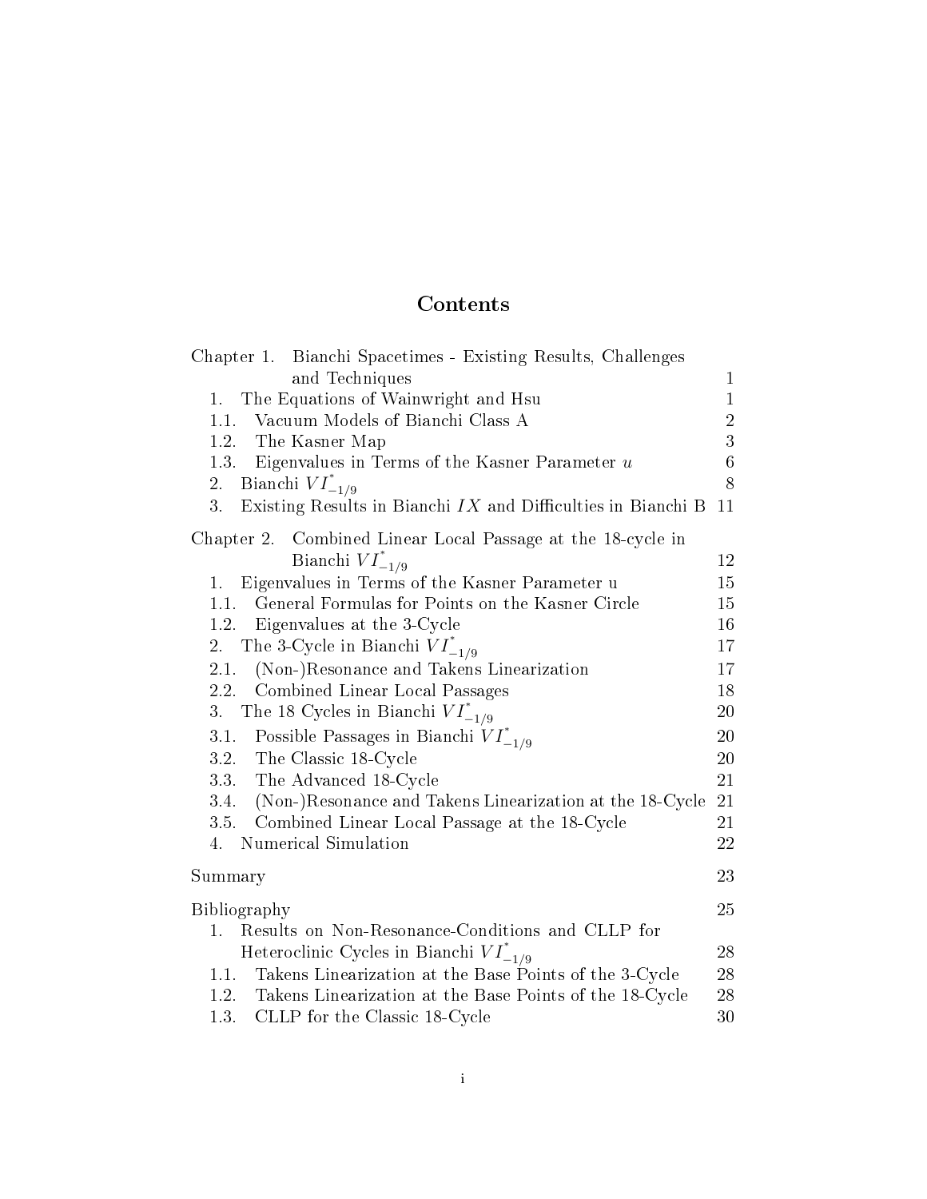# Contents

| | |
|---|---|
| Chapter 1. Bianchi Spacetimes - Existing Results, Challenges and Techniques | 1 |
| 1. The Equations of Wainwright and Hsu | 1 |
| 1.1. Vacuum Models of Bianchi Class A | 2 |
| 1.2. The Kasner Map | 3 |
| 1.3. Eigenvalues in Terms of the Kasner Parameter $u$ | 6 |
| 2. Bianchi $VI^{*}_{-1/9}$ | 8 |
| 3. Existing Results in Bianchi $IX$ and Difficulties in Bianchi B | 11 |
| Chapter 2. Combined Linear Local Passage at the 18-cycle in Bianchi $VI^{*}_{-1/9}$ | 12 |
| 1. Eigenvalues in Terms of the Kasner Parameter u | 15 |
| 1.1. General Formulas for Points on the Kasner Circle | 15 |
| 1.2. Eigenvalues at the 3-Cycle | 16 |
| 2. The 3-Cycle in Bianchi $VI^{*}_{-1/9}$ | 17 |
| 2.1. (Non-)Resonance and Takens Linearization | 17 |
| 2.2. Combined Linear Local Passages | 18 |
| 3. The 18 Cycles in Bianchi $VI^{*}_{-1/9}$ | 20 |
| 3.1. Possible Passages in Bianchi $VI^{*}_{-1/9}$ | 20 |
| 3.2. The Classic 18-Cycle | 20 |
| 3.3. The Advanced 18-Cycle | 21 |
| 3.4. (Non-)Resonance and Takens Linearization at the 18-Cycle | 21 |
| 3.5. Combined Linear Local Passage at the 18-Cycle | 21 |
| 4. Numerical Simulation | 22 |
| Summary | 23 |
| Bibliography | 25 |
| 1. Results on Non-Resonance-Conditions and CLLP for Heteroclinic Cycles in Bianchi $VI^{*}_{-1/9}$ | 28 |
| 1.1. Takens Linearization at the Base Points of the 3-Cycle | 28 |
| 1.2. Takens Linearization at the Base Points of the 18-Cycle | 28 |
| 1.3. CLLP for the Classic 18-Cycle | 30 |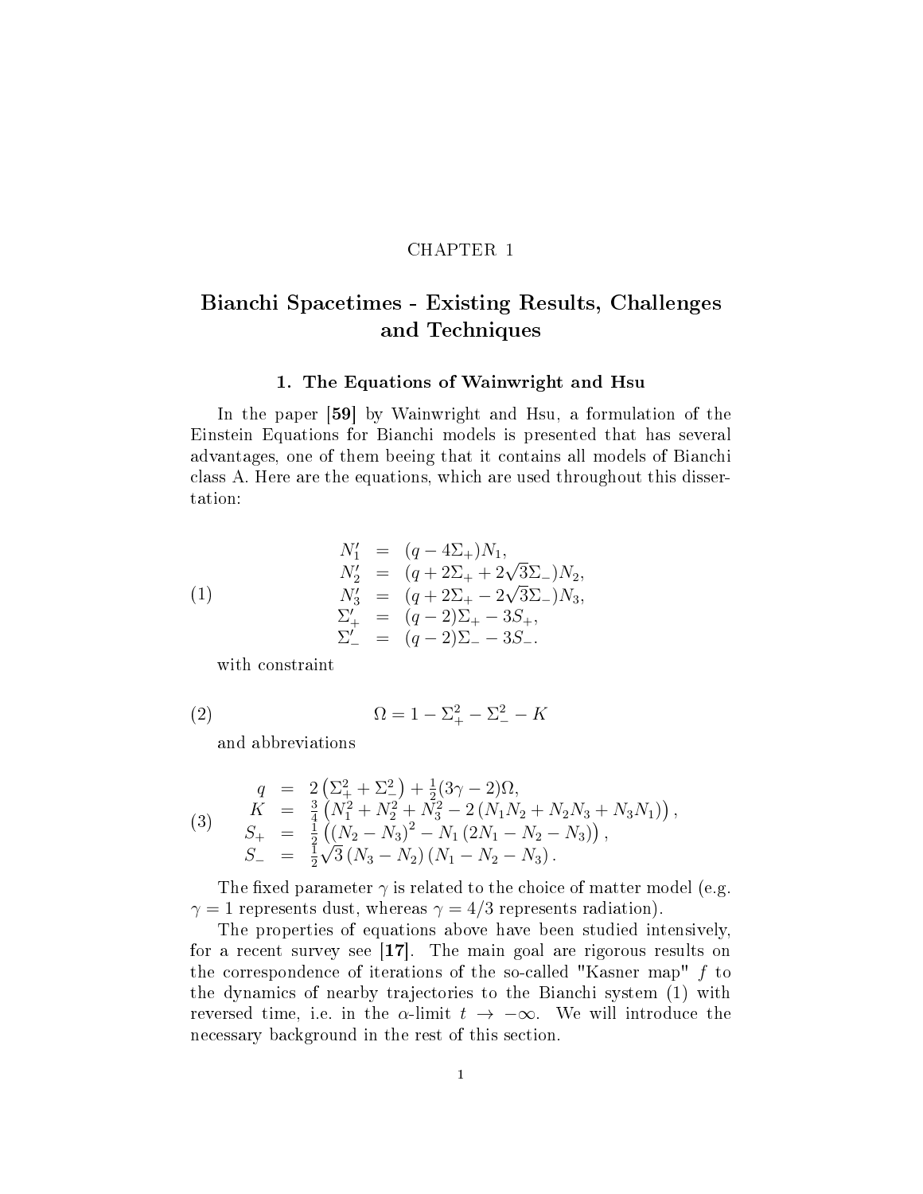CHAPTER 1

# Bianchi Spacetimes - Existing Results, Challenges and Techniques

## 1. The Equations of Wainwright and Hsu

In the paper **[59]** by Wainwright and Hsu, a formulation of the Einstein Equations for Bianchi models is presented that has several advantages, one of them beeing that it contains all models of Bianchi class A. Here are the equations, which are used throughout this dissertation:

$$
\begin{aligned}
N_1' &= (q - 4\Sigma_+)N_1, \\
N_2' &= (q + 2\Sigma_+ + 2\sqrt{3}\Sigma_-)N_2, \\
N_3' &= (q + 2\Sigma_+ - 2\sqrt{3}\Sigma_-)N_3, \\
\Sigma_+' &= (q-2)\Sigma_+ - 3S_+, \\
\Sigma_-' &= (q-2)\Sigma_- - 3S_-.
\end{aligned}
\tag{1}
$$

with constraint

$$
\Omega = 1 - \Sigma_+^2 - \Sigma_-^2 - K
\tag{2}
$$

and abbreviations

$$
\begin{aligned}
q &= 2\left(\Sigma_+^2 + \Sigma_-^2\right) + \tfrac{1}{2}(3\gamma - 2)\Omega, \\
K &= \tfrac{3}{4}\left(N_1^2 + N_2^2 + N_3^2 - 2\left(N_1N_2 + N_2N_3 + N_3N_1\right)\right), \\
S_+ &= \tfrac{1}{2}\left((N_2 - N_3)^2 - N_1\left(2N_1 - N_2 - N_3\right)\right), \\
S_- &= \tfrac{1}{2}\sqrt{3}\left(N_3 - N_2\right)\left(N_1 - N_2 - N_3\right).
\end{aligned}
\tag{3}
$$

The fixed parameter $\gamma$ is related to the choice of matter model (e.g. $\gamma = 1$ represents dust, whereas $\gamma = 4/3$ represents radiation).

The properties of equations above have been studied intensively, for a recent survey see **[17]**. The main goal are rigorous results on the correspondence of iterations of the so-called "Kasner map" $f$ to the dynamics of nearby trajectories to the Bianchi system (1) with reversed time, i.e. in the $\alpha$-limit $t \to -\infty$. We will introduce the necessary background in the rest of this section.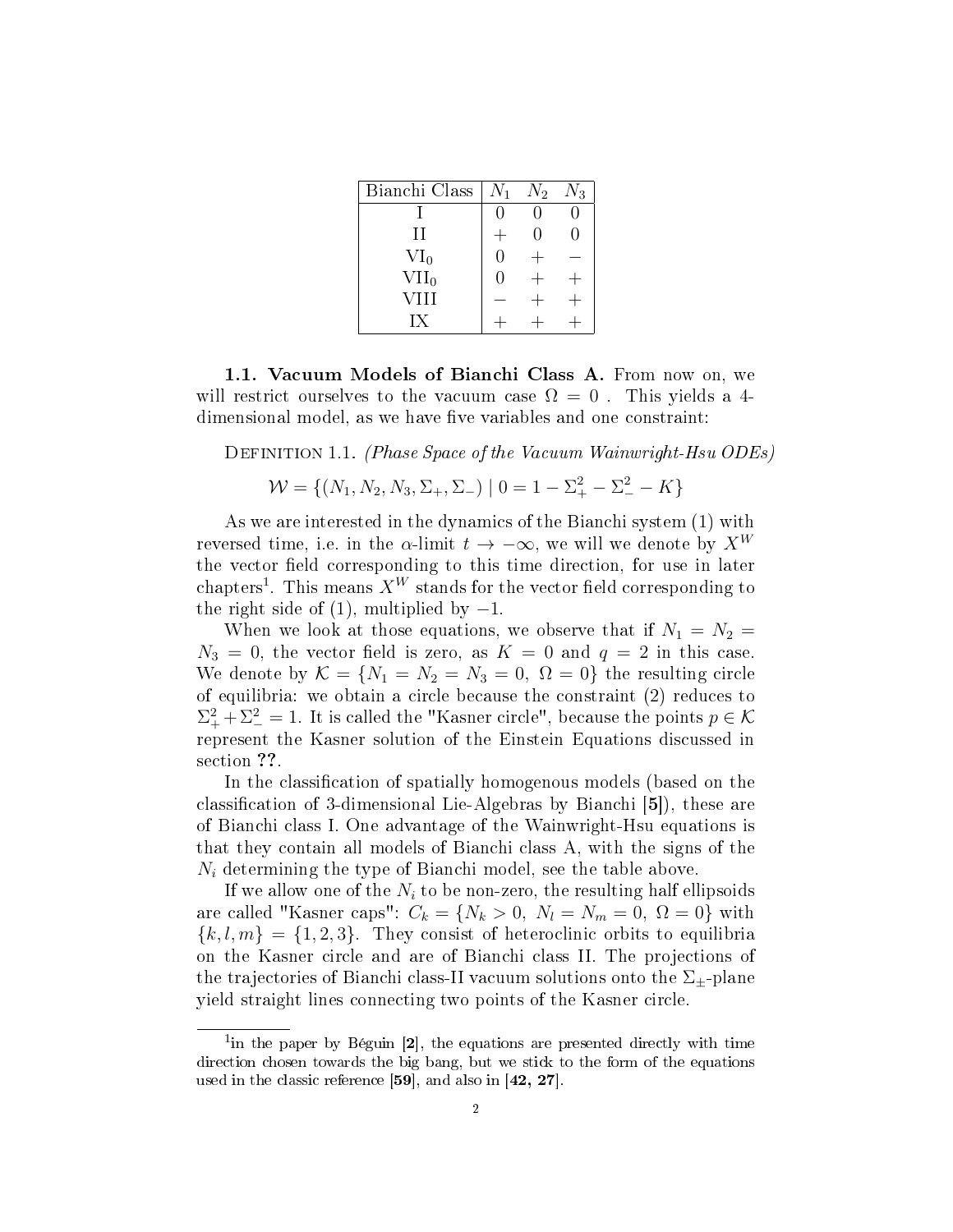| Bianchi Class | $N_1$ | $N_2$ | $N_3$ |
|---|---|---|---|
| I | 0 | 0 | 0 |
| II | + | 0 | 0 |
| $\text{VI}_0$ | 0 | + | − |
| $\text{VII}_0$ | 0 | + | + |
| VIII | − | + | + |
| IX | + | + | + |

**1.1. Vacuum Models of Bianchi Class A.** From now on, we will restrict ourselves to the vacuum case $\Omega = 0$ . This yields a 4-dimensional model, as we have five variables and one constraint:

Definition 1.1. *(Phase Space of the Vacuum Wainwright-Hsu ODEs)*

$$\mathcal{W} = \{(N_1, N_2, N_3, \Sigma_+, \Sigma_-) \mid 0 = 1 - \Sigma_+^2 - \Sigma_-^2 - K\}$$

As we are interested in the dynamics of the Bianchi system (1) with reversed time, i.e. in the $\alpha$-limit $t \to -\infty$, we will we denote by $X^W$ the vector field corresponding to this time direction, for use in later chapters[1]. This means $X^W$ stands for the vector field corresponding to the right side of (1), multiplied by $-1$.

When we look at those equations, we observe that if $N_1 = N_2 = N_3 = 0$, the vector field is zero, as $K = 0$ and $q = 2$ in this case. We denote by $\mathcal{K} = \{N_1 = N_2 = N_3 = 0,\ \Omega = 0\}$ the resulting circle of equilibria: we obtain a circle because the constraint (2) reduces to $\Sigma_+^2 + \Sigma_-^2 = 1$. It is called the "Kasner circle", because the points $p \in \mathcal{K}$ represent the Kasner solution of the Einstein Equations discussed in section **??**.

In the classification of spatially homogenous models (based on the classification of 3-dimensional Lie-Algebras by Bianchi [**5**]), these are of Bianchi class I. One advantage of the Wainwright-Hsu equations is that they contain all models of Bianchi class A, with the signs of the $N_i$ determining the type of Bianchi model, see the table above.

If we allow one of the $N_i$ to be non-zero, the resulting half ellipsoids are called "Kasner caps": $C_k = \{N_k > 0,\ N_l = N_m = 0,\ \Omega = 0\}$ with $\{k, l, m\} = \{1, 2, 3\}$. They consist of heteroclinic orbits to equilibria on the Kasner circle and are of Bianchi class II. The projections of the trajectories of Bianchi class-II vacuum solutions onto the $\Sigma_\pm$-plane yield straight lines connecting two points of the Kasner circle.

---

[1] in the paper by Béguin [**2**], the equations are presented directly with time direction chosen towards the big bang, but we stick to the form of the equations used in the classic reference [**59**], and also in [**42, 27**].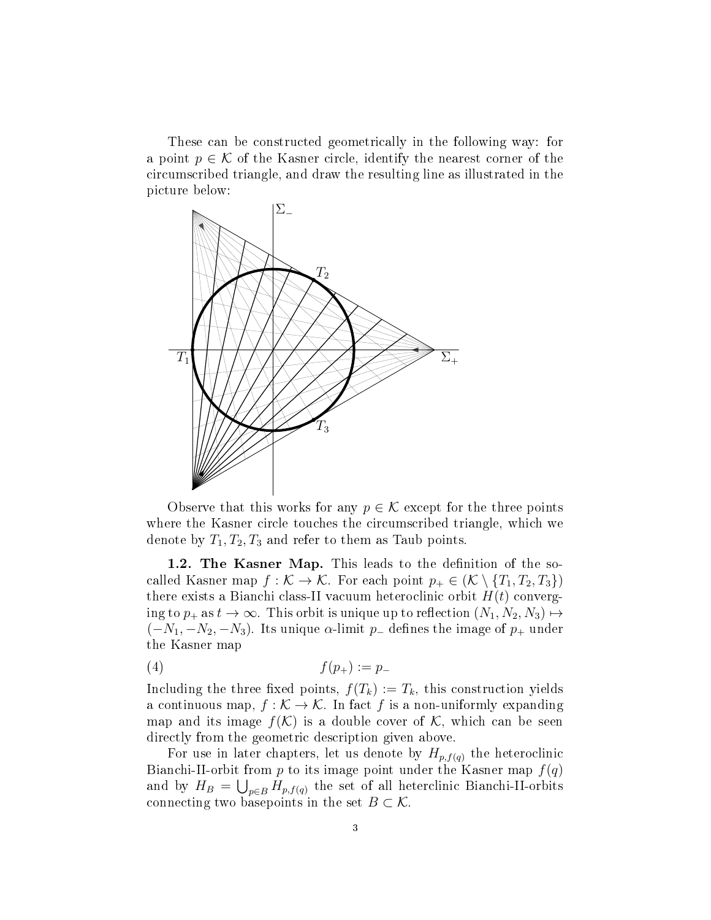These can be constructed geometrically in the following way: for a point $p \in \mathcal{K}$ of the Kasner circle, identify the nearest corner of the circumscribed triangle, and draw the resulting line as illustrated in the picture below:

Observe that this works for any $p \in \mathcal{K}$ except for the three points where the Kasner circle touches the circumscribed triangle, which we denote by $T_1, T_2, T_3$ and refer to them as Taub points.

**1.2. The Kasner Map.** This leads to the definition of the so-called Kasner map $f : \mathcal{K} \to \mathcal{K}$. For each point $p_+ \in (\mathcal{K} \setminus \{T_1, T_2, T_3\})$ there exists a Bianchi class-II vacuum heteroclinic orbit $H(t)$ converging to $p_+$ as $t \to \infty$. This orbit is unique up to reflection $(N_1, N_2, N_3) \mapsto (-N_1, -N_2, -N_3)$. Its unique $\alpha$-limit $p_-$ defines the image of $p_+$ under the Kasner map

$$f(p_+) := p_- \tag{4}$$

Including the three fixed points, $f(T_k) := T_k$, this construction yields a continuous map, $f : \mathcal{K} \to \mathcal{K}$. In fact $f$ is a non-uniformly expanding map and its image $f(\mathcal{K})$ is a double cover of $\mathcal{K}$, which can be seen directly from the geometric description given above.

For use in later chapters, let us denote by $H_{p,f(q)}$ the heteroclinic Bianchi-II-orbit from $p$ to its image point under the Kasner map $f(q)$ and by $H_B = \bigcup_{p \in B} H_{p,f(q)}$ the set of all heterclinic Bianchi-II-orbits connecting two basepoints in the set $B \subset \mathcal{K}$.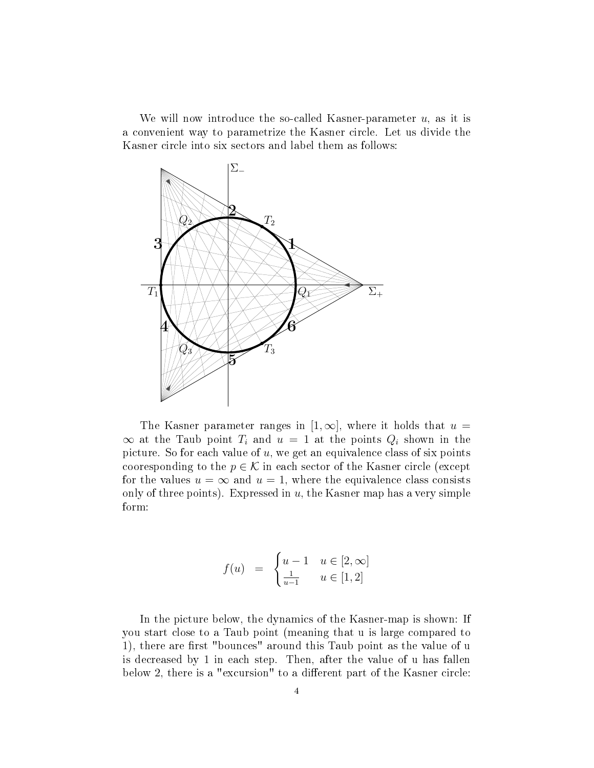We will now introduce the so-called Kasner-parameter $u$, as it is a convenient way to parametrize the Kasner circle. Let us divide the Kasner circle into six sectors and label them as follows:

The Kasner parameter ranges in $[1, \infty]$, where it holds that $u = \infty$ at the Taub point $T_i$ and $u = 1$ at the points $Q_i$ shown in the picture. So for each value of $u$, we get an equivalence class of six points cooresponding to the $p \in \mathcal{K}$ in each sector of the Kasner circle (except for the values $u = \infty$ and $u = 1$, where the equivalence class consists only of three points). Expressed in $u$, the Kasner map has a very simple form:

$$f(u) = \begin{cases} u - 1 & u \in [2, \infty] \\ \frac{1}{u-1} & u \in [1, 2] \end{cases}$$

In the picture below, the dynamics of the Kasner-map is shown: If you start close to a Taub point (meaning that u is large compared to 1), there are first "bounces" around this Taub point as the value of u is decreased by 1 in each step. Then, after the value of u has fallen below 2, there is a "excursion" to a different part of the Kasner circle: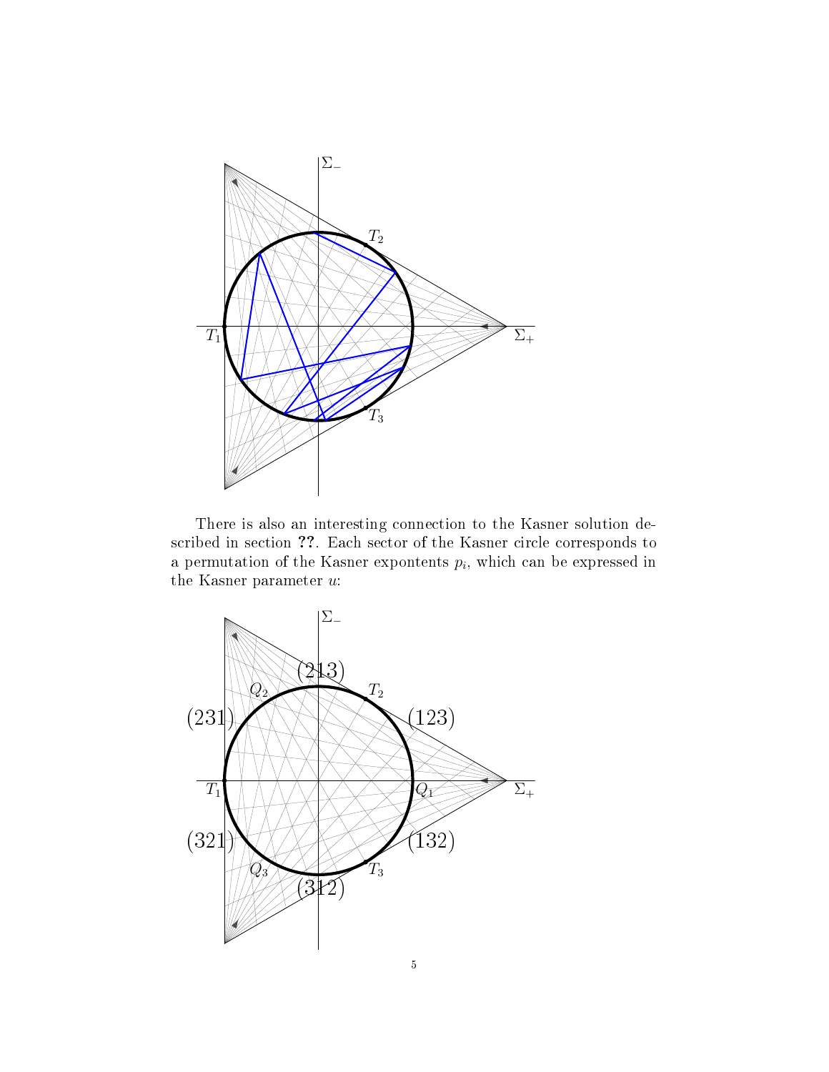There is also an interesting connection to the Kasner solution described in section **??**. Each sector of the Kasner circle corresponds to a permutation of the Kasner expontents $p_i$, which can be expressed in the Kasner parameter $u$: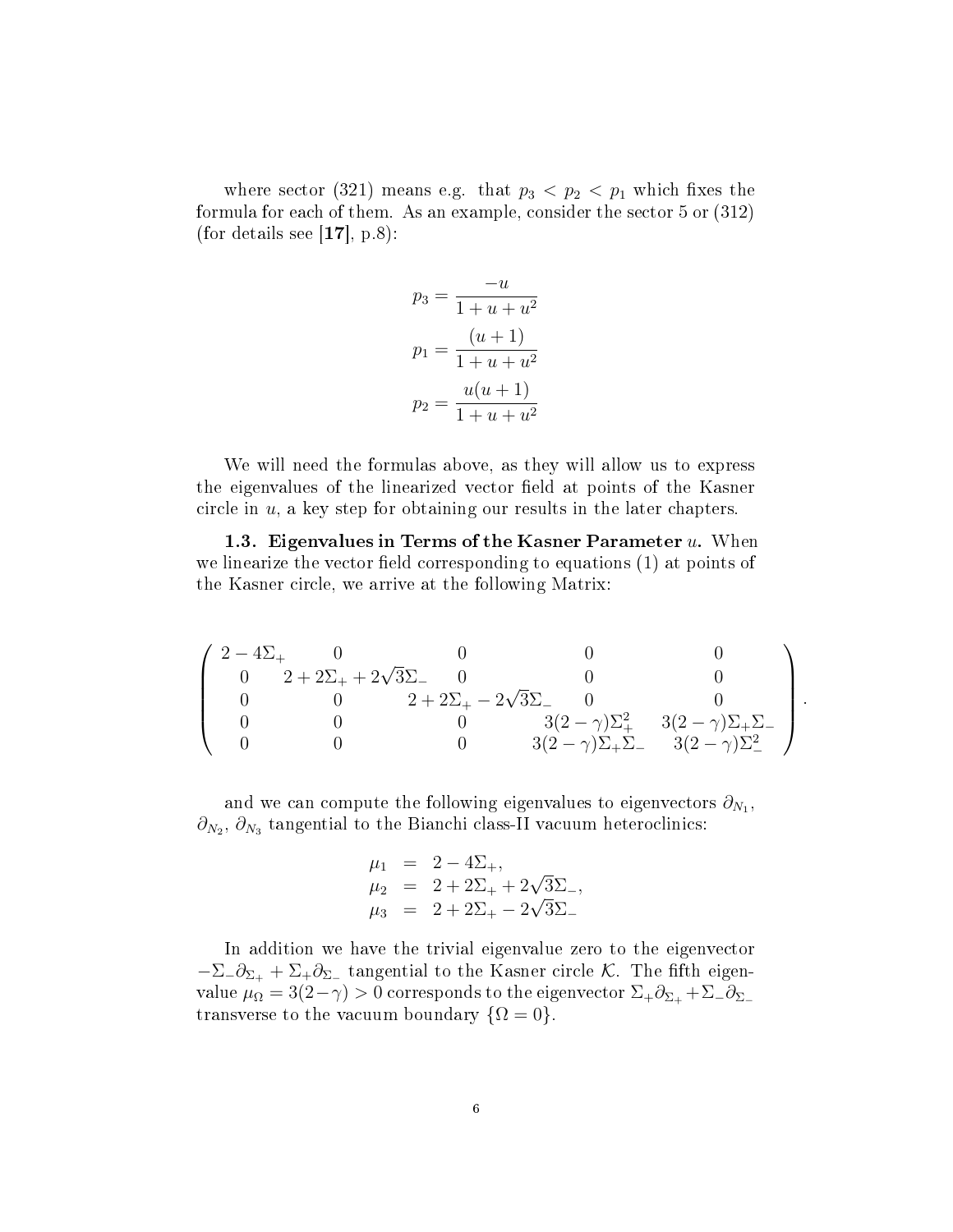where sector (321) means e.g. that $p_3 < p_2 < p_1$ which fixes the formula for each of them. As an example, consider the sector 5 or (312) (for details see [**17**], p.8):

$$p_3 = \frac{-u}{1+u+u^2}$$

$$p_1 = \frac{(u+1)}{1+u+u^2}$$

$$p_2 = \frac{u(u+1)}{1+u+u^2}$$

We will need the formulas above, as they will allow us to express the eigenvalues of the linearized vector field at points of the Kasner circle in $u$, a key step for obtaining our results in the later chapters.

**1.3. Eigenvalues in Terms of the Kasner Parameter $u$.** When we linearize the vector field corresponding to equations (1) at points of the Kasner circle, we arrive at the following Matrix:

$$\begin{pmatrix} 2-4\Sigma_+ & 0 & 0 & 0 & 0 \\ 0 & 2+2\Sigma_+ + 2\sqrt{3}\Sigma_- & 0 & 0 & 0 \\ 0 & 0 & 2+2\Sigma_+ - 2\sqrt{3}\Sigma_- & 0 & 0 \\ 0 & 0 & 0 & 3(2-\gamma)\Sigma_+^2 & 3(2-\gamma)\Sigma_+\Sigma_- \\ 0 & 0 & 0 & 3(2-\gamma)\Sigma_+\Sigma_- & 3(2-\gamma)\Sigma_-^2 \end{pmatrix}.$$

and we can compute the following eigenvalues to eigenvectors $\partial_{N_1}$, $\partial_{N_2}$, $\partial_{N_3}$ tangential to the Bianchi class-II vacuum heteroclinics:

$$\begin{aligned} \mu_1 &= 2-4\Sigma_+, \\ \mu_2 &= 2+2\Sigma_+ + 2\sqrt{3}\Sigma_-, \\ \mu_3 &= 2+2\Sigma_+ - 2\sqrt{3}\Sigma_- \end{aligned}$$

In addition we have the trivial eigenvalue zero to the eigenvector $-\Sigma_-\partial_{\Sigma_+} + \Sigma_+\partial_{\Sigma_-}$ tangential to the Kasner circle $\mathcal{K}$. The fifth eigenvalue $\mu_\Omega = 3(2-\gamma) > 0$ corresponds to the eigenvector $\Sigma_+\partial_{\Sigma_+} + \Sigma_-\partial_{\Sigma_-}$ transverse to the vacuum boundary $\{\Omega = 0\}$.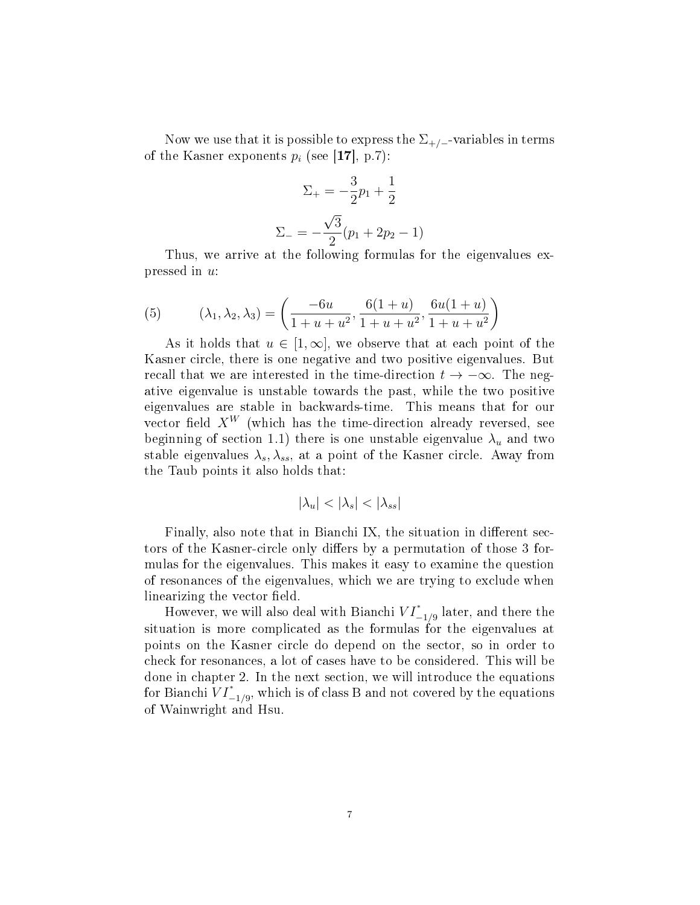Now we use that it is possible to express the $\Sigma_{+/-}$-variables in terms of the Kasner exponents $p_i$ (see **[17]**, p.7):

$$\Sigma_+ = -\frac{3}{2}p_1 + \frac{1}{2}$$

$$\Sigma_- = -\frac{\sqrt{3}}{2}(p_1 + 2p_2 - 1)$$

Thus, we arrive at the following formulas for the eigenvalues expressed in $u$:

$$(\lambda_1, \lambda_2, \lambda_3) = \left( \frac{-6u}{1+u+u^2}, \frac{6(1+u)}{1+u+u^2}, \frac{6u(1+u)}{1+u+u^2} \right) \tag{5}$$

As it holds that $u \in [1, \infty]$, we observe that at each point of the Kasner circle, there is one negative and two positive eigenvalues. But recall that we are interested in the time-direction $t \to -\infty$. The negative eigenvalue is unstable towards the past, while the two positive eigenvalues are stable in backwards-time. This means that for our vector field $X^W$ (which has the time-direction already reversed, see beginning of section 1.1) there is one unstable eigenvalue $\lambda_u$ and two stable eigenvalues $\lambda_s, \lambda_{ss}$, at a point of the Kasner circle. Away from the Taub points it also holds that:

$$|\lambda_u| < |\lambda_s| < |\lambda_{ss}|$$

Finally, also note that in Bianchi IX, the situation in different sectors of the Kasner-circle only differs by a permutation of those 3 formulas for the eigenvalues. This makes it easy to examine the question of resonances of the eigenvalues, which we are trying to exclude when linearizing the vector field.

However, we will also deal with Bianchi $VI^*_{-1/9}$ later, and there the situation is more complicated as the formulas for the eigenvalues at points on the Kasner circle do depend on the sector, so in order to check for resonances, a lot of cases have to be considered. This will be done in chapter 2. In the next section, we will introduce the equations for Bianchi $VI^*_{-1/9}$, which is of class B and not covered by the equations of Wainwright and Hsu.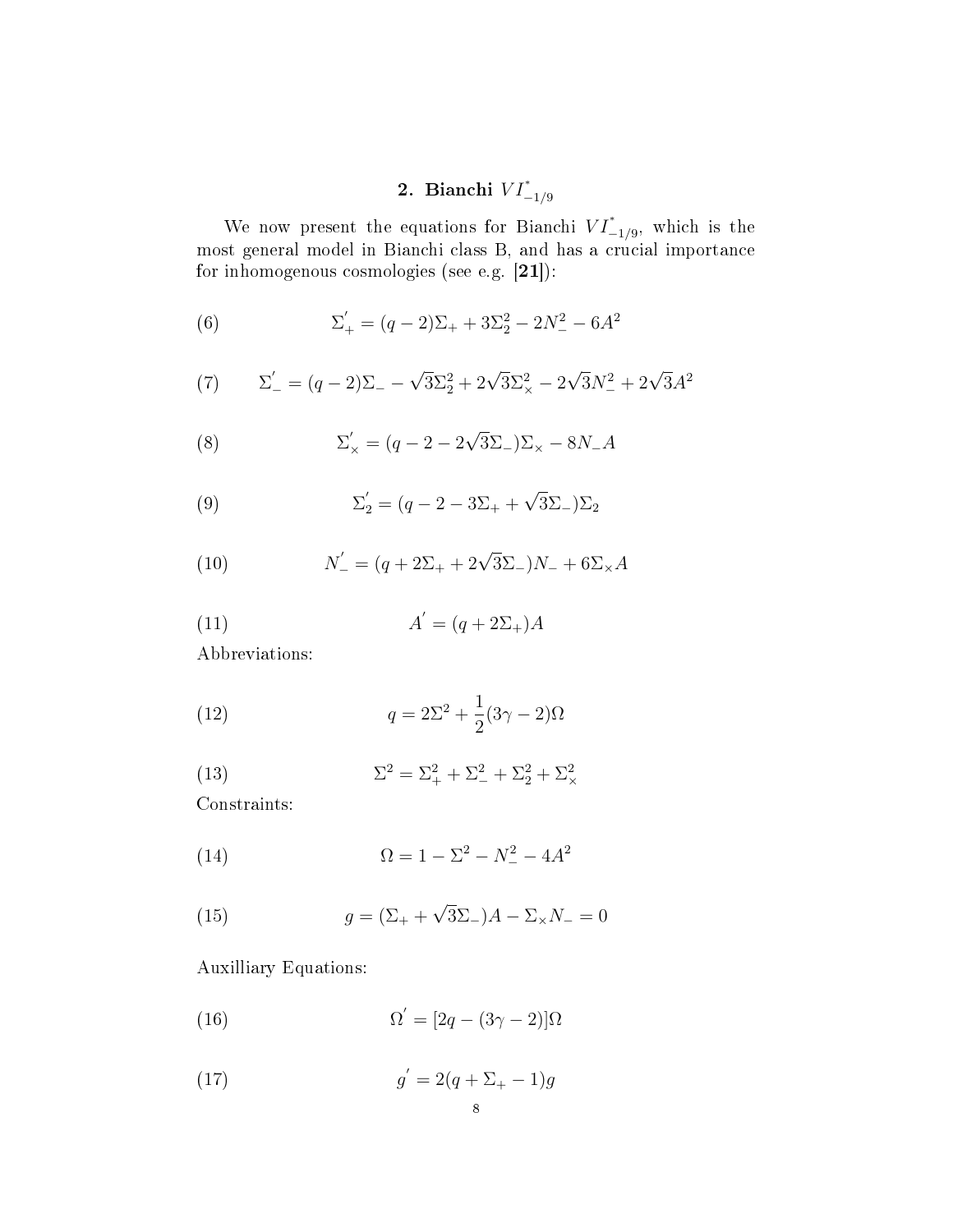## 2. Bianchi $VI^*_{-1/9}$

We now present the equations for Bianchi $VI^*_{-1/9}$, which is the most general model in Bianchi class B, and has a crucial importance for inhomogenous cosmologies (see e.g. **[21]**):

$$\Sigma_+' = (q-2)\Sigma_+ + 3\Sigma_2^2 - 2N_-^2 - 6A^2 \tag{6}$$

$$\Sigma_-' = (q-2)\Sigma_- - \sqrt{3}\Sigma_2^2 + 2\sqrt{3}\Sigma_\times^2 - 2\sqrt{3}N_-^2 + 2\sqrt{3}A^2 \tag{7}$$

$$\Sigma_\times' = (q - 2 - 2\sqrt{3}\Sigma_-)\Sigma_\times - 8N_-A \tag{8}$$

$$\Sigma_2' = (q - 2 - 3\Sigma_+ + \sqrt{3}\Sigma_-)\Sigma_2 \tag{9}$$

$$N_-' = (q + 2\Sigma_+ + 2\sqrt{3}\Sigma_-)N_- + 6\Sigma_\times A \tag{10}$$

$$A' = (q + 2\Sigma_+)A \tag{11}$$

Abbreviations:

$$q = 2\Sigma^2 + \frac{1}{2}(3\gamma - 2)\Omega \tag{12}$$

$$\Sigma^2 = \Sigma_+^2 + \Sigma_-^2 + \Sigma_2^2 + \Sigma_\times^2 \tag{13}$$

Constraints:

$$\Omega = 1 - \Sigma^2 - N_-^2 - 4A^2 \tag{14}$$

$$g = (\Sigma_+ + \sqrt{3}\Sigma_-)A - \Sigma_\times N_- = 0 \tag{15}$$

Auxilliary Equations:

$$\Omega' = [2q - (3\gamma - 2)]\Omega \tag{16}$$

$$g' = 2(q + \Sigma_+ - 1)g \tag{17}$$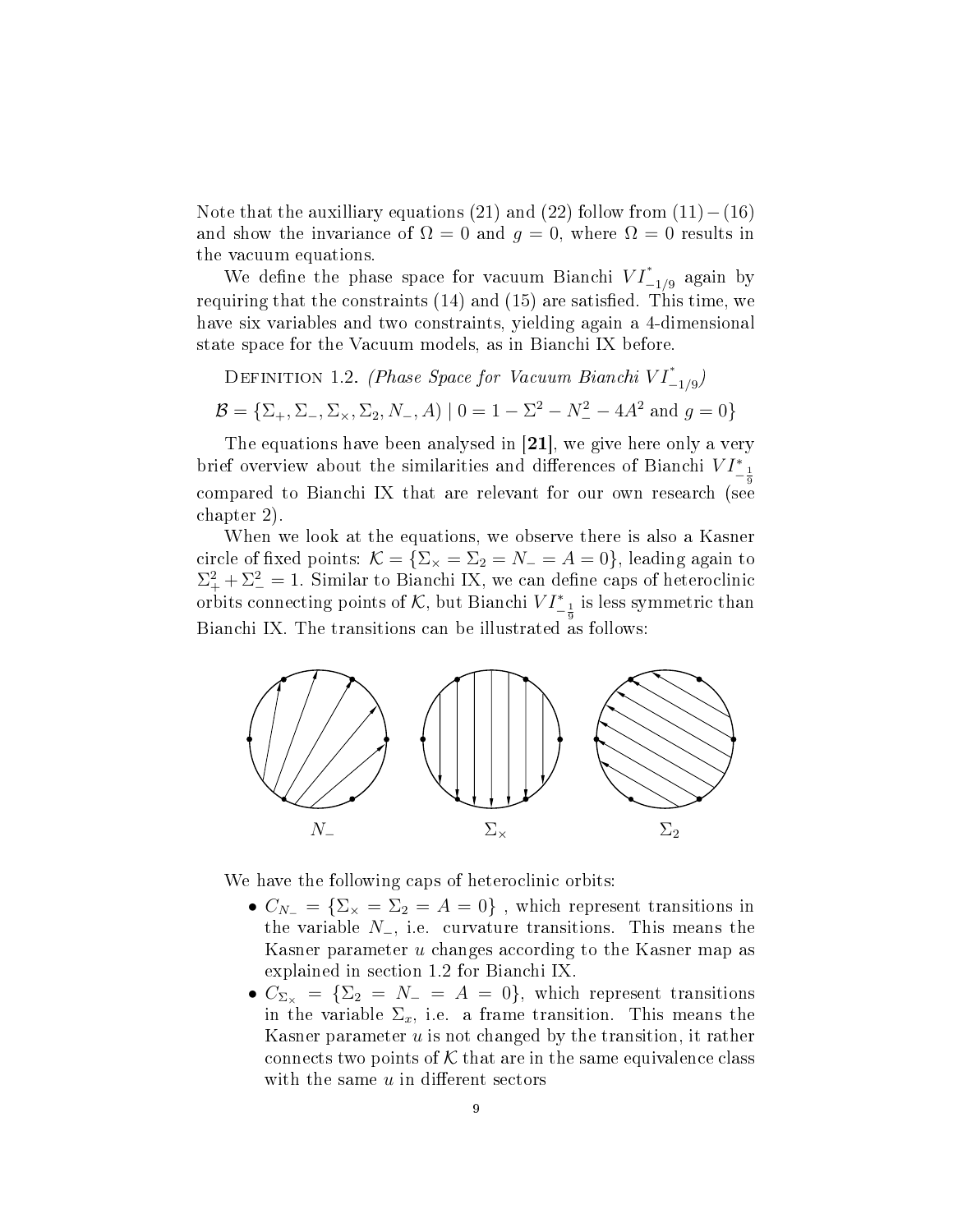Note that the auxilliary equations (21) and (22) follow from $(11)-(16)$ and show the invariance of $\Omega = 0$ and $g = 0$, where $\Omega = 0$ results in the vacuum equations.

We define the phase space for vacuum Bianchi $VI^*_{-1/9}$ again by requiring that the constraints (14) and (15) are satisfied. This time, we have six variables and two constraints, yielding again a 4-dimensional state space for the Vacuum models, as in Bianchi IX before.

Definition 1.2. *(Phase Space for Vacuum Bianchi $VI^*_{-1/9}$)*

$$\mathcal{B} = \{\Sigma_+, \Sigma_-, \Sigma_\times, \Sigma_2, N_-, A) \mid 0 = 1 - \Sigma^2 - N_-^2 - 4A^2 \text{ and } g = 0\}$$

The equations have been analysed in **[21]**, we give here only a very brief overview about the similarities and differences of Bianchi $VI^*_{-\frac{1}{9}}$ compared to Bianchi IX that are relevant for our own research (see chapter 2).

When we look at the equations, we observe there is also a Kasner circle of fixed points: $\mathcal{K} = \{\Sigma_\times = \Sigma_2 = N_- = A = 0\}$, leading again to $\Sigma_+^2 + \Sigma_-^2 = 1$. Similar to Bianchi IX, we can define caps of heteroclinic orbits connecting points of $\mathcal{K}$, but Bianchi $VI^*_{-\frac{1}{9}}$ is less symmetric than Bianchi IX. The transitions can be illustrated as follows:

$N_-$ $\Sigma_\times$ $\Sigma_2$

We have the following caps of heteroclinic orbits:

- $C_{N_-} = \{\Sigma_\times = \Sigma_2 = A = 0\}$ , which represent transitions in the variable $N_-$, i.e. curvature transitions. This means the Kasner parameter $u$ changes according to the Kasner map as explained in section 1.2 for Bianchi IX.
- $C_{\Sigma_\times} = \{\Sigma_2 = N_- = A = 0\}$, which represent transitions in the variable $\Sigma_x$, i.e. a frame transition. This means the Kasner parameter $u$ is not changed by the transition, it rather connects two points of $\mathcal{K}$ that are in the same equivalence class with the same $u$ in different sectors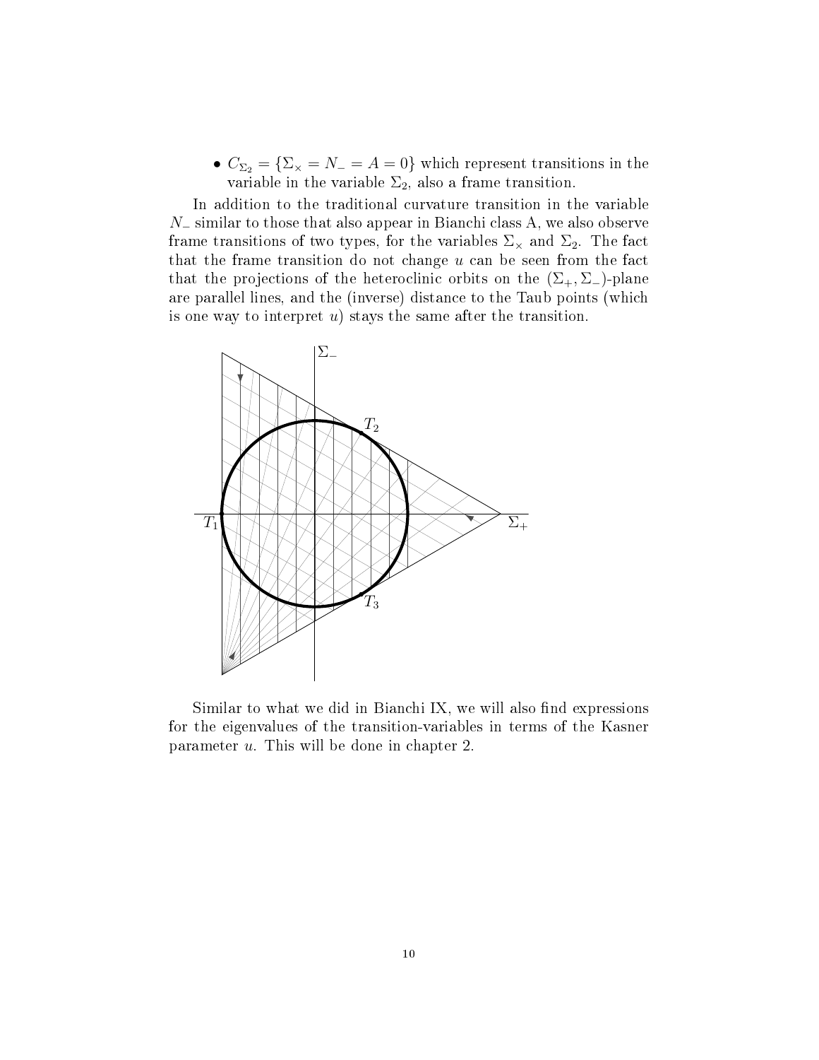- $C_{\Sigma_2} = \{\Sigma_\times = N_- = A = 0\}$ which represent transitions in the variable in the variable $\Sigma_2$, also a frame transition.

In addition to the traditional curvature transition in the variable $N_-$ similar to those that also appear in Bianchi class A, we also observe frame transitions of two types, for the variables $\Sigma_\times$ and $\Sigma_2$. The fact that the frame transition do not change $u$ can be seen from the fact that the projections of the heteroclinic orbits on the $(\Sigma_+, \Sigma_-)$-plane are parallel lines, and the (inverse) distance to the Taub points (which is one way to interpret $u$) stays the same after the transition.

Similar to what we did in Bianchi IX, we will also find expressions for the eigenvalues of the transition-variables in terms of the Kasner parameter $u$. This will be done in chapter 2.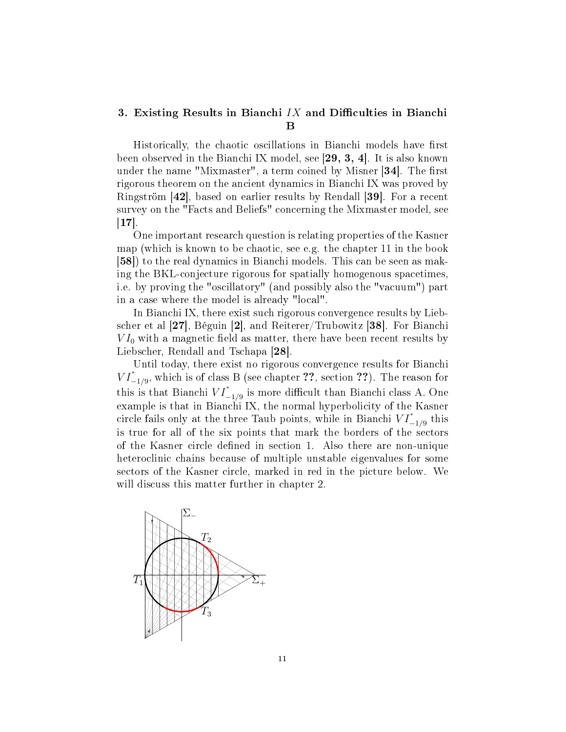## 3. Existing Results in Bianchi $IX$ and Difficulties in Bianchi B

Historically, the chaotic oscillations in Bianchi models have first been observed in the Bianchi IX model, see [**29, 3, 4**]. It is also known under the name "Mixmaster", a term coined by Misner [**34**]. The first rigorous theorem on the ancient dynamics in Bianchi IX was proved by Ringström [**42**], based on earlier results by Rendall [**39**]. For a recent survey on the "Facts and Beliefs" concerning the Mixmaster model, see [**17**].

One important research question is relating properties of the Kasner map (which is known to be chaotic, see e.g. the chapter 11 in the book [**58**]) to the real dynamics in Bianchi models. This can be seen as making the BKL-conjecture rigorous for spatially homogenous spacetimes, i.e. by proving the "oscillatory" (and possibly also the "vacuum") part in a case where the model is already "local".

In Bianchi IX, there exist such rigorous convergence results by Liebscher et al [**27**], Béguin [**2**], and Reiterer/Trubowitz [**38**]. For Bianchi $VI_0$ with a magnetic field as matter, there have been recent results by Liebscher, Rendall and Tschapa [**28**].

Until today, there exist no rigorous convergence results for Bianchi $VI^{*}_{-1/9}$, which is of class B (see chapter **??**, section **??**). The reason for this is that Bianchi $VI^{*}_{-1/9}$ is more difficult than Bianchi class A. One example is that in Bianchi IX, the normal hyperbolicity of the Kasner circle fails only at the three Taub points, while in Bianchi $VI^{*}_{-1/9}$ this is true for all of the six points that mark the borders of the sectors of the Kasner circle defined in section 1. Also there are non-unique heteroclinic chains because of multiple unstable eigenvalues for some sectors of the Kasner circle, marked in red in the picture below. We will discuss this matter further in chapter 2.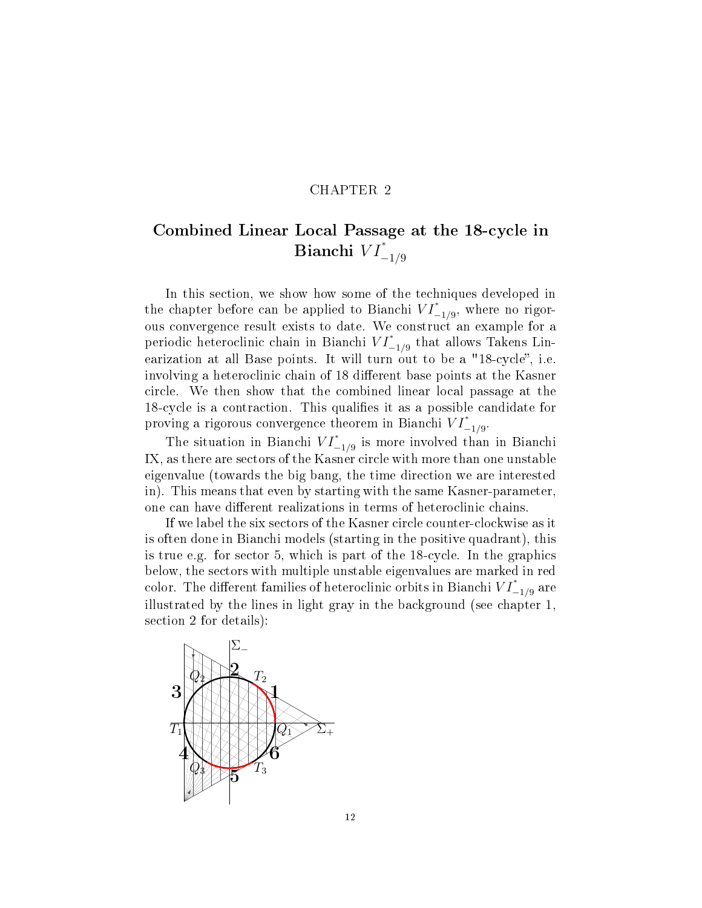CHAPTER 2

# Combined Linear Local Passage at the 18-cycle in Bianchi $VI^*_{-1/9}$

In this section, we show how some of the techniques developed in the chapter before can be applied to Bianchi $VI^*_{-1/9}$, where no rigorous convergence result exists to date. We construct an example for a periodic heteroclinic chain in Bianchi $VI^*_{-1/9}$ that allows Takens Linearization at all Base points. It will turn out to be a "18-cycle", i.e. involving a heteroclinic chain of 18 different base points at the Kasner circle. We then show that the combined linear local passage at the 18-cycle is a contraction. This qualifies it as a possible candidate for proving a rigorous convergence theorem in Bianchi $VI^*_{-1/9}$.

The situation in Bianchi $VI^*_{-1/9}$ is more involved than in Bianchi IX, as there are sectors of the Kasner circle with more than one unstable eigenvalue (towards the big bang, the time direction we are interested in). This means that even by starting with the same Kasner-parameter, one can have different realizations in terms of heteroclinic chains.

If we label the six sectors of the Kasner circle counter-clockwise as it is often done in Bianchi models (starting in the positive quadrant), this is true e.g. for sector 5, which is part of the 18-cycle. In the graphics below, the sectors with multiple unstable eigenvalues are marked in red color. The different families of heteroclinic orbits in Bianchi $VI^*_{-1/9}$ are illustrated by the lines in light gray in the background (see chapter 1, section 2 for details):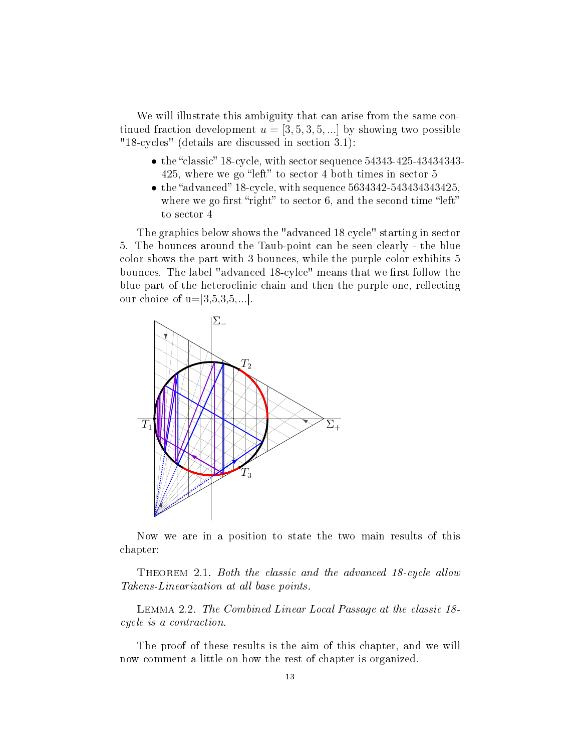We will illustrate this ambiguity that can arise from the same continued fraction development $u = [3, 5, 3, 5, ...]$ by showing two possible "18-cycles" (details are discussed in section 3.1):

- the "classic" 18-cycle, with sector sequence 54343-425-43434343-425, where we go "left" to sector 4 both times in sector 5
- the "advanced" 18-cycle, with sequence 5634342-5434343434425, where we go first "right" to sector 6, and the second time "left" to sector 4

The graphics below shows the "advanced 18 cycle" starting in sector 5. The bounces around the Taub-point can be seen clearly - the blue color shows the part with 3 bounces, while the purple color exhibits 5 bounces. The label "advanced 18-cylce" means that we first follow the blue part of the heteroclinic chain and then the purple one, reflecting our choice of u=[3,5,3,5,...].

Now we are in a position to state the two main results of this chapter:

Theorem 2.1. *Both the classic and the advanced 18-cycle allow Takens-Linearization at all base points.*

Lemma 2.2. *The Combined Linear Local Passage at the classic 18-cycle is a contraction.*

The proof of these results is the aim of this chapter, and we will now comment a little on how the rest of chapter is organized.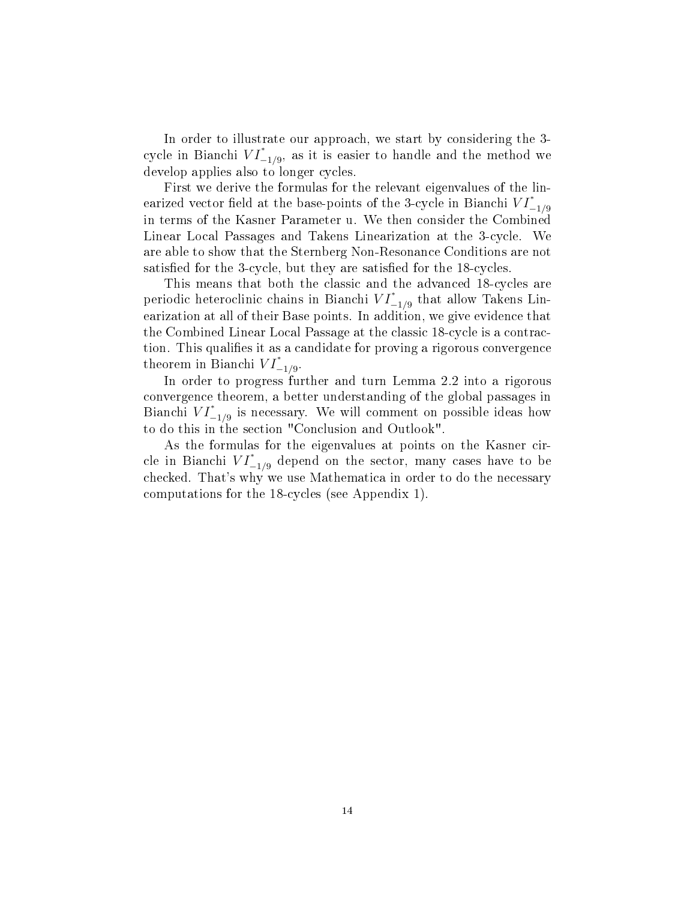In order to illustrate our approach, we start by considering the 3-cycle in Bianchi $VI^*_{-1/9}$, as it is easier to handle and the method we develop applies also to longer cycles.

First we derive the formulas for the relevant eigenvalues of the linearized vector field at the base-points of the 3-cycle in Bianchi $VI^*_{-1/9}$ in terms of the Kasner Parameter u. We then consider the Combined Linear Local Passages and Takens Linearization at the 3-cycle. We are able to show that the Sternberg Non-Resonance Conditions are not satisfied for the 3-cycle, but they are satisfied for the 18-cycles.

This means that both the classic and the advanced 18-cycles are periodic heteroclinic chains in Bianchi $VI^*_{-1/9}$ that allow Takens Linearization at all of their Base points. In addition, we give evidence that the Combined Linear Local Passage at the classic 18-cycle is a contraction. This qualifies it as a candidate for proving a rigorous convergence theorem in Bianchi $VI^*_{-1/9}$.

In order to progress further and turn Lemma 2.2 into a rigorous convergence theorem, a better understanding of the global passages in Bianchi $VI^*_{-1/9}$ is necessary. We will comment on possible ideas how to do this in the section "Conclusion and Outlook".

As the formulas for the eigenvalues at points on the Kasner circle in Bianchi $VI^*_{-1/9}$ depend on the sector, many cases have to be checked. That's why we use Mathematica in order to do the necessary computations for the 18-cycles (see Appendix 1).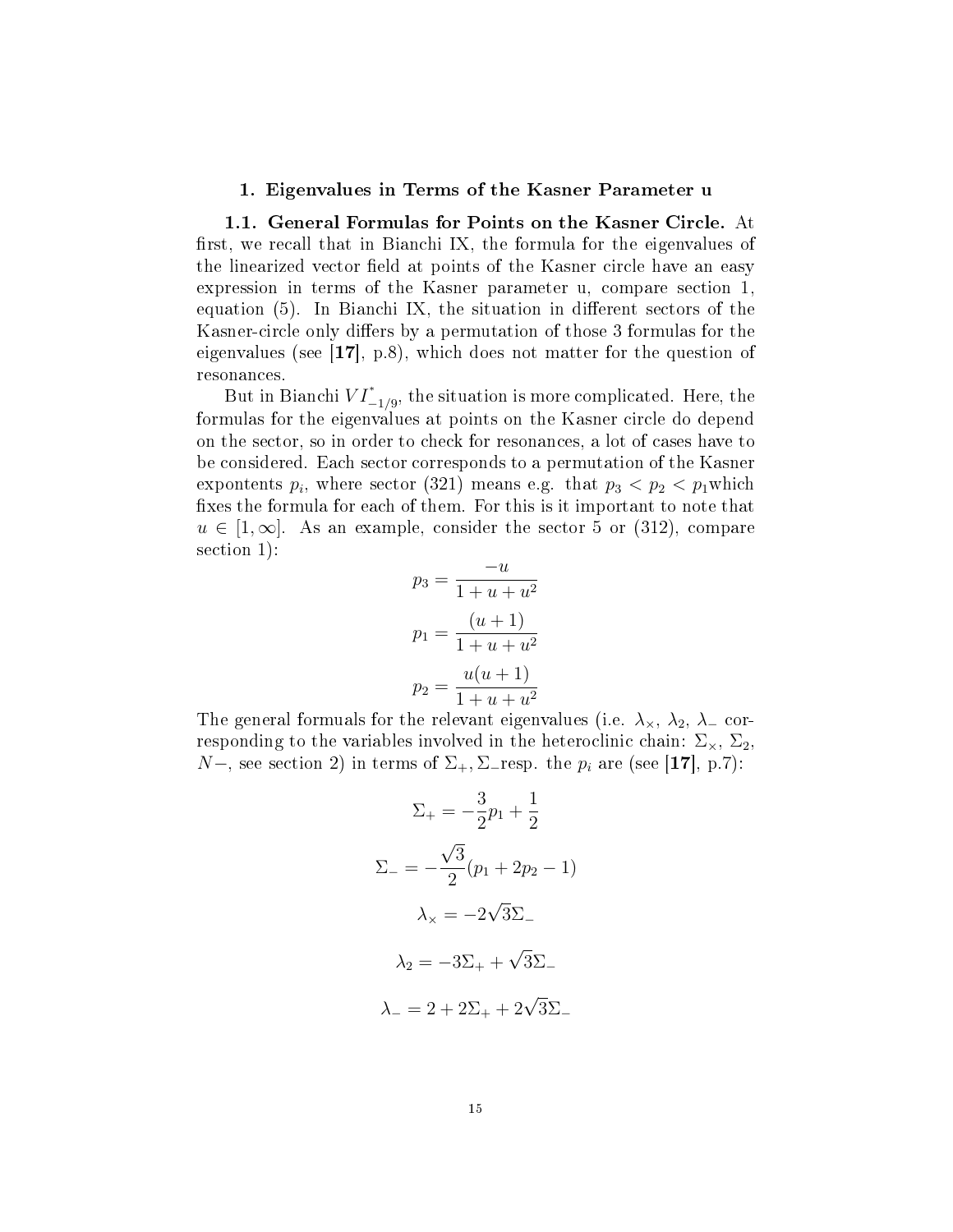# 1. Eigenvalues in Terms of the Kasner Parameter u

**1.1. General Formulas for Points on the Kasner Circle.** At first, we recall that in Bianchi IX, the formula for the eigenvalues of the linearized vector field at points of the Kasner circle have an easy expression in terms of the Kasner parameter u, compare section 1, equation (5). In Bianchi IX, the situation in different sectors of the Kasner-circle only differs by a permutation of those 3 formulas for the eigenvalues (see **[17]**, p.8), which does not matter for the question of resonances.

But in Bianchi $VI^*_{-1/9}$, the situation is more complicated. Here, the formulas for the eigenvalues at points on the Kasner circle do depend on the sector, so in order to check for resonances, a lot of cases have to be considered. Each sector corresponds to a permutation of the Kasner expontents $p_i$, where sector (321) means e.g. that $p_3 < p_2 < p_1$which fixes the formula for each of them. For this is it important to note that $u \in [1, \infty]$. As an example, consider the sector 5 or (312), compare section 1):

$$p_3 = \frac{-u}{1+u+u^2}$$

$$p_1 = \frac{(u+1)}{1+u+u^2}$$

$$p_2 = \frac{u(u+1)}{1+u+u^2}$$

The general formuals for the relevant eigenvalues (i.e. $\lambda_\times$, $\lambda_2$, $\lambda_-$ corresponding to the variables involved in the heteroclinic chain: $\Sigma_\times$, $\Sigma_2$, $N-$, see section 2) in terms of $\Sigma_+, \Sigma_-$resp. the $p_i$ are (see **[17]**, p.7):

$$\Sigma_+ = -\frac{3}{2}p_1 + \frac{1}{2}$$

$$\Sigma_- = -\frac{\sqrt{3}}{2}(p_1 + 2p_2 - 1)$$

$$\lambda_\times = -2\sqrt{3}\Sigma_-$$

$$\lambda_2 = -3\Sigma_+ + \sqrt{3}\Sigma_-$$

$$\lambda_- = 2 + 2\Sigma_+ + 2\sqrt{3}\Sigma_-$$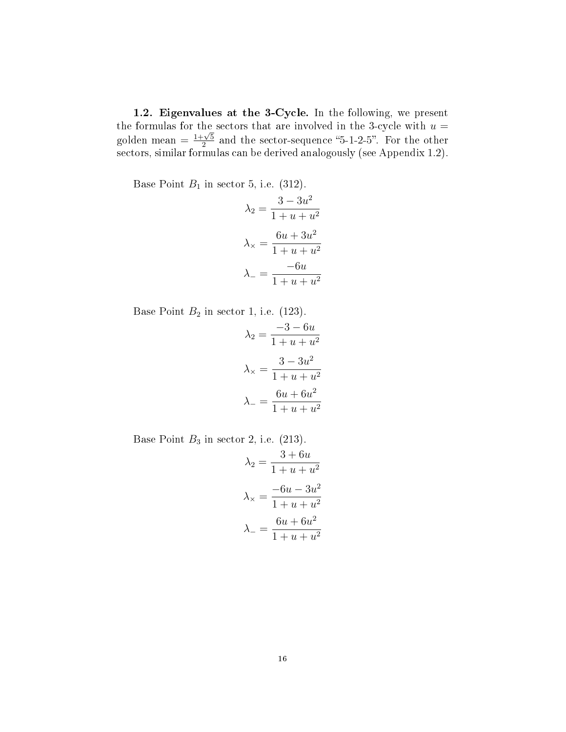**1.2. Eigenvalues at the 3-Cycle.** In the following, we present the formulas for the sectors that are involved in the 3-cycle with $u =$ golden mean $= \frac{1+\sqrt{5}}{2}$ and the sector-sequence "5-1-2-5". For the other sectors, similar formulas can be derived analogously (see Appendix 1.2).

Base Point $B_1$ in sector 5, i.e. (312).

$$\lambda_2 = \frac{3 - 3u^2}{1 + u + u^2}$$

$$\lambda_\times = \frac{6u + 3u^2}{1 + u + u^2}$$

$$\lambda_- = \frac{-6u}{1 + u + u^2}$$

Base Point $B_2$ in sector 1, i.e. (123).

$$\lambda_2 = \frac{-3 - 6u}{1 + u + u^2}$$

$$\lambda_\times = \frac{3 - 3u^2}{1 + u + u^2}$$

$$\lambda_- = \frac{6u + 6u^2}{1 + u + u^2}$$

Base Point $B_3$ in sector 2, i.e. (213).

$$\lambda_2 = \frac{3 + 6u}{1 + u + u^2}$$

$$\lambda_\times = \frac{-6u - 3u^2}{1 + u + u^2}$$

$$\lambda_- = \frac{6u + 6u^2}{1 + u + u^2}$$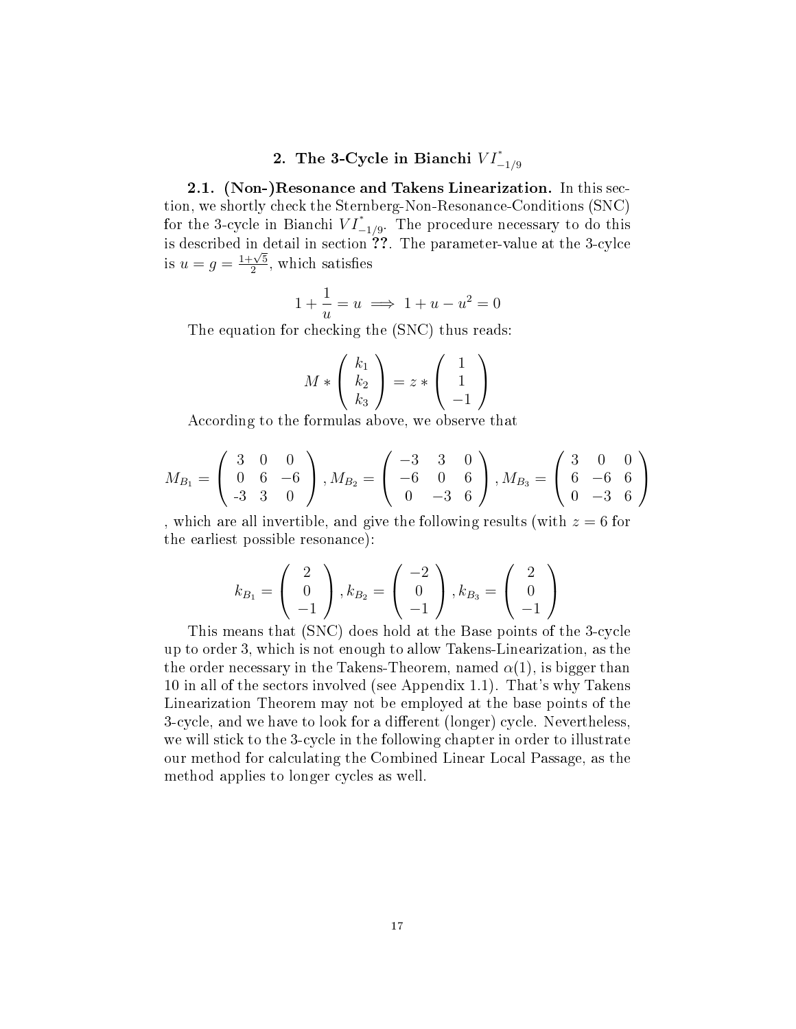## 2. The 3-Cycle in Bianchi $VI^{*}_{-1/9}$

**2.1. (Non-)Resonance and Takens Linearization.** In this section, we shortly check the Sternberg-Non-Resonance-Conditions (SNC) for the 3-cycle in Bianchi $VI^{*}_{-1/9}$. The procedure necessary to do this is described in detail in section **??**. The parameter-value at the 3-cylce is $u = g = \frac{1+\sqrt{5}}{2}$, which satisfies

$$1 + \frac{1}{u} = u \implies 1 + u - u^2 = 0$$

The equation for checking the (SNC) thus reads:

$$M * \begin{pmatrix} k_1 \\ k_2 \\ k_3 \end{pmatrix} = z * \begin{pmatrix} 1 \\ 1 \\ -1 \end{pmatrix}$$

According to the formulas above, we observe that

$$M_{B_1} = \begin{pmatrix} 3 & 0 & 0 \\ 0 & 6 & -6 \\ -3 & 3 & 0 \end{pmatrix}, M_{B_2} = \begin{pmatrix} -3 & 3 & 0 \\ -6 & 0 & 6 \\ 0 & -3 & 6 \end{pmatrix}, M_{B_3} = \begin{pmatrix} 3 & 0 & 0 \\ 6 & -6 & 6 \\ 0 & -3 & 6 \end{pmatrix}$$

, which are all invertible, and give the following results (with $z = 6$ for the earliest possible resonance):

$$k_{B_1} = \begin{pmatrix} 2 \\ 0 \\ -1 \end{pmatrix}, k_{B_2} = \begin{pmatrix} -2 \\ 0 \\ -1 \end{pmatrix}, k_{B_3} = \begin{pmatrix} 2 \\ 0 \\ -1 \end{pmatrix}$$

This means that (SNC) does hold at the Base points of the 3-cycle up to order 3, which is not enough to allow Takens-Linearization, as the the order necessary in the Takens-Theorem, named $\alpha(1)$, is bigger than 10 in all of the sectors involved (see Appendix 1.1). That's why Takens Linearization Theorem may not be employed at the base points of the 3-cycle, and we have to look for a different (longer) cycle. Nevertheless, we will stick to the 3-cycle in the following chapter in order to illustrate our method for calculating the Combined Linear Local Passage, as the method applies to longer cycles as well.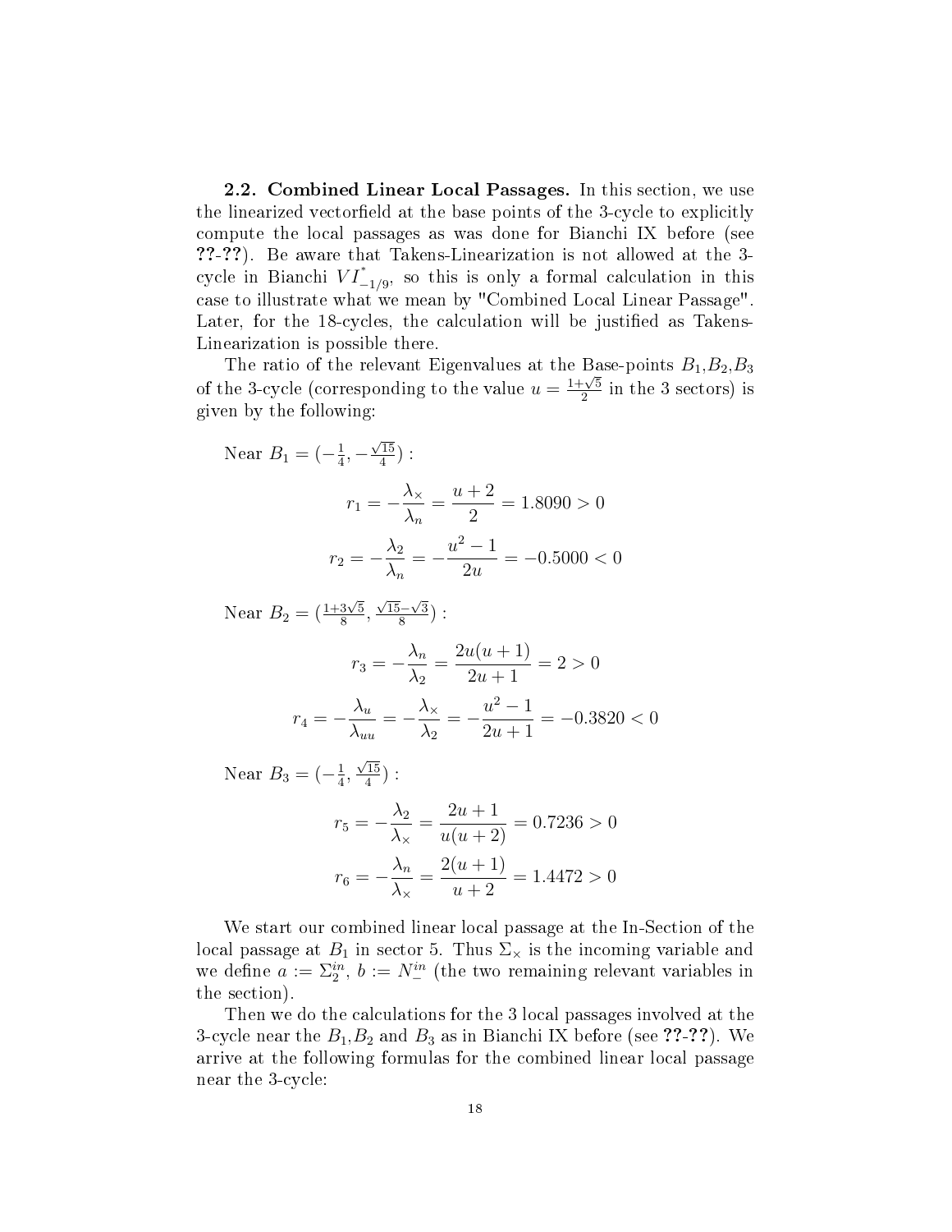**2.2. Combined Linear Local Passages.** In this section, we use the linearized vectorfield at the base points of the 3-cycle to explicitly compute the local passages as was done for Bianchi IX before (see **??**-**??**). Be aware that Takens-Linearization is not allowed at the 3-cycle in Bianchi $VI^{*}_{-1/9}$, so this is only a formal calculation in this case to illustrate what we mean by "Combined Local Linear Passage". Later, for the 18-cycles, the calculation will be justified as Takens-Linearization is possible there.

The ratio of the relevant Eigenvalues at the Base-points $B_1$,$B_2$,$B_3$ of the 3-cycle (corresponding to the value $u = \frac{1+\sqrt{5}}{2}$ in the 3 sectors) is given by the following:

Near $B_1 = (-\frac{1}{4}, -\frac{\sqrt{15}}{4})$ :

$$r_1 = -\frac{\lambda_\times}{\lambda_n} = \frac{u+2}{2} = 1.8090 > 0$$

$$r_2 = -\frac{\lambda_2}{\lambda_n} = -\frac{u^2-1}{2u} = -0.5000 < 0$$

Near $B_2 = (\frac{1+3\sqrt{5}}{8}, \frac{\sqrt{15}-\sqrt{3}}{8})$ :

$$r_3 = -\frac{\lambda_n}{\lambda_2} = \frac{2u(u+1)}{2u+1} = 2 > 0$$

$$r_4 = -\frac{\lambda_u}{\lambda_{uu}} = -\frac{\lambda_\times}{\lambda_2} = -\frac{u^2-1}{2u+1} = -0.3820 < 0$$

Near $B_3 = (-\frac{1}{4}, \frac{\sqrt{15}}{4})$ :

$$r_5 = -\frac{\lambda_2}{\lambda_\times} = \frac{2u+1}{u(u+2)} = 0.7236 > 0$$

$$r_6 = -\frac{\lambda_n}{\lambda_\times} = \frac{2(u+1)}{u+2} = 1.4472 > 0$$

We start our combined linear local passage at the In-Section of the local passage at $B_1$ in sector 5. Thus $\Sigma_\times$ is the incoming variable and we define $a := \Sigma_2^{in}$, $b := N_-^{in}$ (the two remaining relevant variables in the section).

Then we do the calculations for the 3 local passages involved at the 3-cycle near the $B_1$,$B_2$ and $B_3$ as in Bianchi IX before (see **??**-**??**). We arrive at the following formulas for the combined linear local passage near the 3-cycle: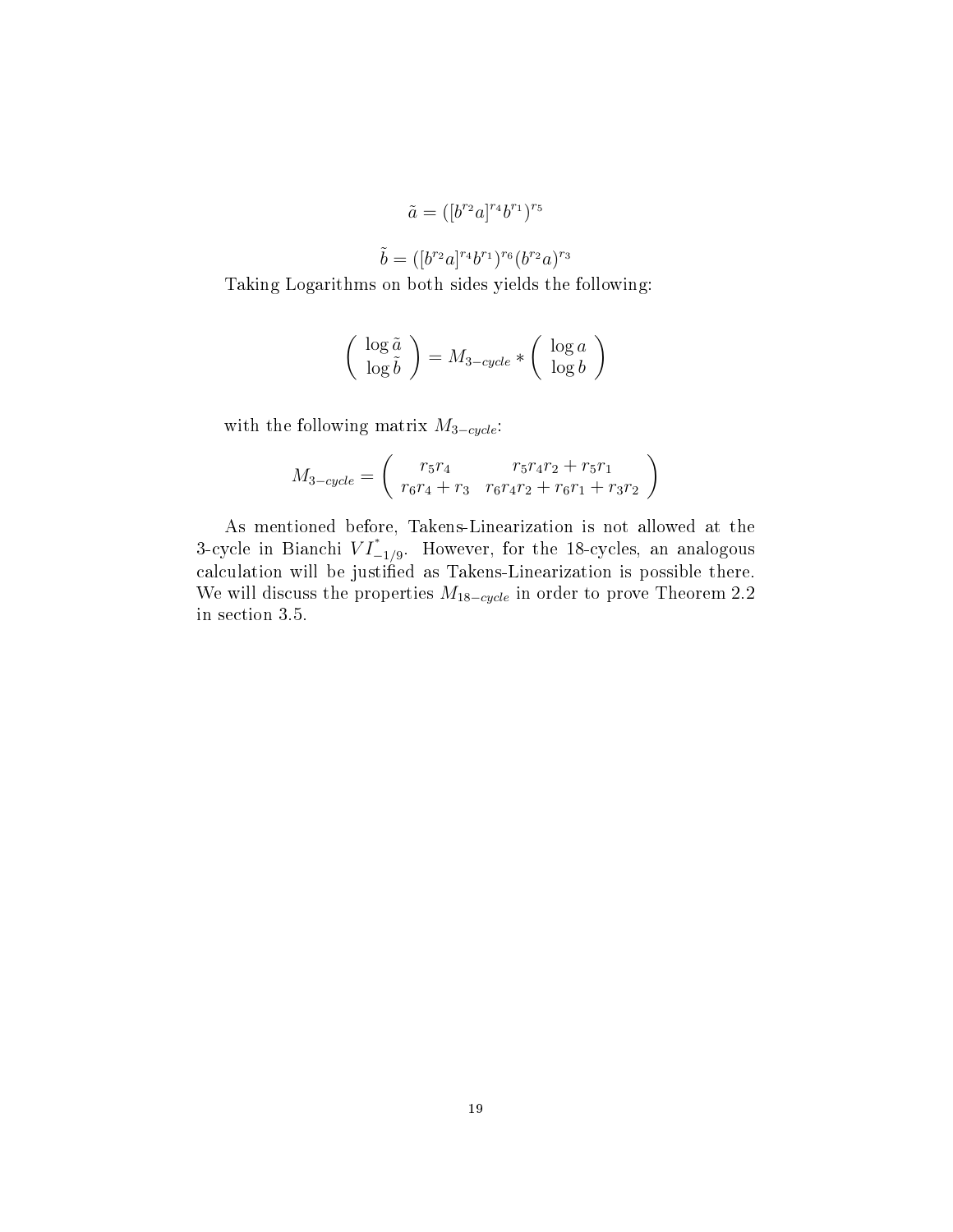$$\tilde{a} = ([b^{r_2}a]^{r_4}b^{r_1})^{r_5}$$

$$\tilde{b} = ([b^{r_2}a]^{r_4}b^{r_1})^{r_6}(b^{r_2}a)^{r_3}$$

Taking Logarithms on both sides yields the following:

$$\begin{pmatrix} \log \tilde{a} \\ \log \tilde{b} \end{pmatrix} = M_{3-cycle} * \begin{pmatrix} \log a \\ \log b \end{pmatrix}$$

with the following matrix $M_{3-cycle}$:

$$M_{3-cycle} = \begin{pmatrix} r_5 r_4 & r_5 r_4 r_2 + r_5 r_1 \\ r_6 r_4 + r_3 & r_6 r_4 r_2 + r_6 r_1 + r_3 r_2 \end{pmatrix}$$

As mentioned before, Takens-Linearization is not allowed at the 3-cycle in Bianchi $VI^{*}_{-1/9}$. However, for the 18-cycles, an analogous calculation will be justified as Takens-Linearization is possible there. We will discuss the properties $M_{18-cycle}$ in order to prove Theorem 2.2 in section 3.5.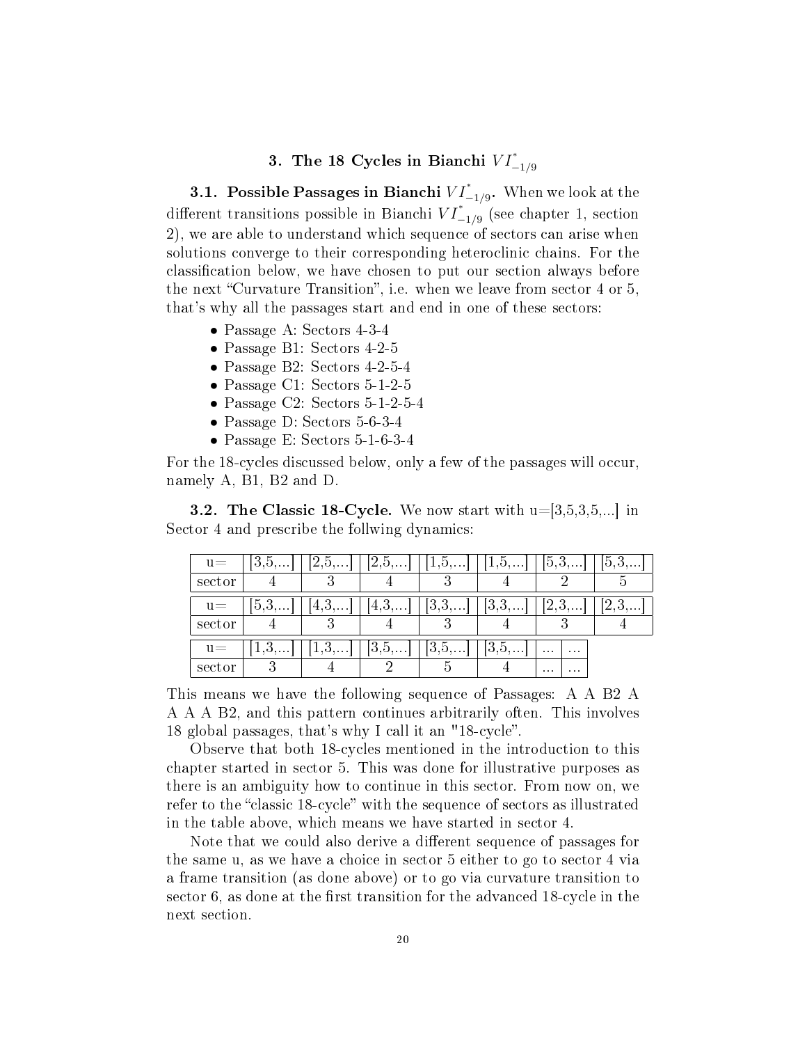## 3. The 18 Cycles in Bianchi $VI^{*}_{-1/9}$

**3.1. Possible Passages in Bianchi $VI^{*}_{-1/9}$.** When we look at the different transitions possible in Bianchi $VI^{*}_{-1/9}$ (see chapter 1, section 2), we are able to understand which sequence of sectors can arise when solutions converge to their corresponding heteroclinic chains. For the classification below, we have chosen to put our section always before the next "Curvature Transition", i.e. when we leave from sector 4 or 5, that's why all the passages start and end in one of these sectors:

- Passage A: Sectors 4-3-4
- Passage B1: Sectors 4-2-5
- Passage B2: Sectors 4-2-5-4
- Passage C1: Sectors 5-1-2-5
- Passage C2: Sectors 5-1-2-5-4
- Passage D: Sectors 5-6-3-4
- Passage E: Sectors 5-1-6-3-4

For the 18-cycles discussed below, only a few of the passages will occur, namely A, B1, B2 and D.

**3.2. The Classic 18-Cycle.** We now start with u=[3,5,3,5,...] in Sector 4 and prescribe the follwing dynamics:

| u= | [3,5,...] | [2,5,...] | [2,5,...] | [1,5,...] | [1,5,...] | [5,3,...] | [5,3,...] |
|---|---|---|---|---|---|---|---|
| sector | 4 | 3 | 4 | 3 | 4 | 2 | 5 |

| u= | [5,3,...] | [4,3,...] | [4,3,...] | [3,3,...] | [3,3,...] | [2,3,...] | [2,3,...] |
|---|---|---|---|---|---|---|---|
| sector | 4 | 3 | 4 | 3 | 4 | 3 | 4 |

| u= | [1,3,...] | [1,3,...] | [3,5,...] | [3,5,...] | [3,5,...] | ... | ... |
|---|---|---|---|---|---|---|---|
| sector | 3 | 4 | 2 | 5 | 4 | ... | ... |

This means we have the following sequence of Passages: A A B2 A A A A B2, and this pattern continues arbitrarily often. This involves 18 global passages, that's why I call it an "18-cycle".

Observe that both 18-cycles mentioned in the introduction to this chapter started in sector 5. This was done for illustrative purposes as there is an ambiguity how to continue in this sector. From now on, we refer to the "classic 18-cycle" with the sequence of sectors as illustrated in the table above, which means we have started in sector 4.

Note that we could also derive a different sequence of passages for the same u, as we have a choice in sector 5 either to go to sector 4 via a frame transition (as done above) or to go via curvature transition to sector 6, as done at the first transition for the advanced 18-cycle in the next section.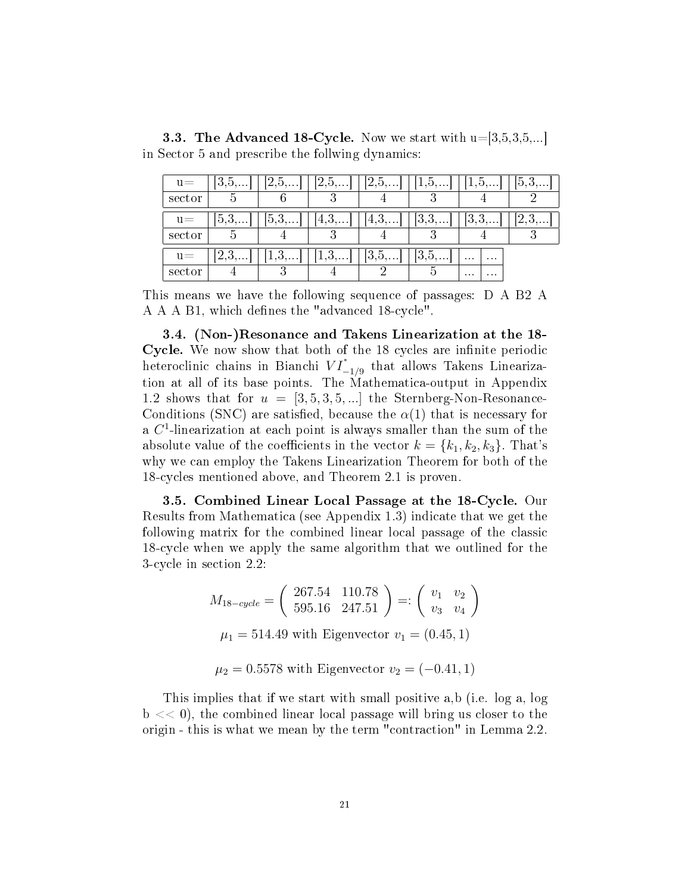**3.3. The Advanced 18-Cycle.** Now we start with u=[3,5,3,5,...] in Sector 5 and prescribe the follwing dynamics:

| u= | [3,5,...] | [2,5,...] | [2,5,...] | [2,5,...] | [1,5,...] | [1,5,...] | [5,3,...] |
|---|---|---|---|---|---|---|---|
| sector | 5 | 6 | 3 | 4 | 3 | 4 | 2 |

| u= | [5,3,...] | [5,3,...] | [4,3,...] | [4,3,...] | [3,3,...] | [3,3,...] | [2,3,...] |
|---|---|---|---|---|---|---|---|
| sector | 5 | 4 | 3 | 4 | 3 | 4 | 3 |

| u= | [2,3,...] | [1,3,...] | [1,3,...] | [3,5,...] | [3,5,...] | ... | ... |
|---|---|---|---|---|---|---|---|
| sector | 4 | 3 | 4 | 2 | 5 | ... | ... |

This means we have the following sequence of passages: D A B2 A A A A B1, which defines the "advanced 18-cycle".

**3.4. (Non-)Resonance and Takens Linearization at the 18-Cycle.** We now show that both of the 18 cycles are infinite periodic heteroclinic chains in Bianchi $VI^{*}_{-1/9}$ that allows Takens Linearization at all of its base points. The Mathematica-output in Appendix 1.2 shows that for $u = [3, 5, 3, 5, ...]$ the Sternberg-Non-Resonance-Conditions (SNC) are satisfied, because the $\alpha(1)$ that is necessary for a $C^1$-linearization at each point is always smaller than the sum of the absolute value of the coefficients in the vector $k = \{k_1, k_2, k_3\}$. That's why we can employ the Takens Linearization Theorem for both of the 18-cycles mentioned above, and Theorem 2.1 is proven.

**3.5. Combined Linear Local Passage at the 18-Cycle.** Our Results from Mathematica (see Appendix 1.3) indicate that we get the following matrix for the combined linear local passage of the classic 18-cycle when we apply the same algorithm that we outlined for the 3-cycle in section 2.2:

$$M_{18-cycle} = \begin{pmatrix} 267.54 & 110.78 \\ 595.16 & 247.51 \end{pmatrix} =: \begin{pmatrix} v_1 & v_2 \\ v_3 & v_4 \end{pmatrix}$$

$$\mu_1 = 514.49 \text{ with Eigenvector } v_1 = (0.45, 1)$$

$$\mu_2 = 0.5578 \text{ with Eigenvector } v_2 = (-0.41, 1)$$

This implies that if we start with small positive a,b (i.e. log a, log b << 0), the combined linear local passage will bring us closer to the origin - this is what we mean by the term "contraction" in Lemma 2.2.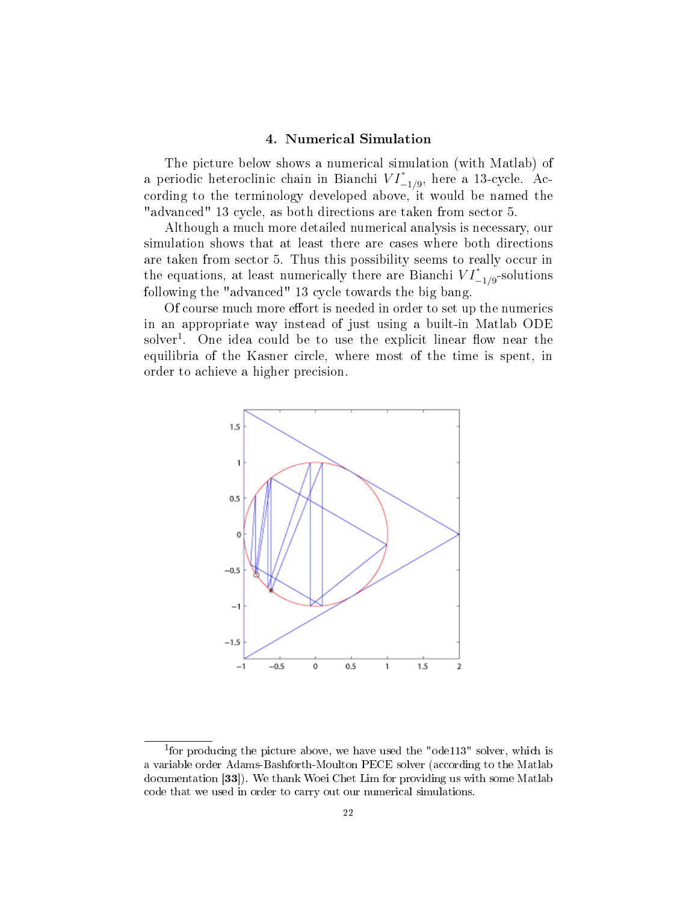## 4. Numerical Simulation

The picture below shows a numerical simulation (with Matlab) of a periodic heteroclinic chain in Bianchi $VI^{*}_{-1/9}$, here a 13-cycle. According to the terminology developed above, it would be named the "advanced" 13 cycle, as both directions are taken from sector 5.

Although a much more detailed numerical analysis is necessary, our simulation shows that at least there are cases where both directions are taken from sector 5. Thus this possibility seems to really occur in the equations, at least numerically there are Bianchi $VI^{*}_{-1/9}$-solutions following the "advanced" 13 cycle towards the big bang.

Of course much more effort is needed in order to set up the numerics in an appropriate way instead of just using a built-in Matlab ODE solver[1]. One idea could be to use the explicit linear flow near the equilibria of the Kasner circle, where most of the time is spent, in order to achieve a higher precision.

[1]for producing the picture above, we have used the "ode113" solver, which is a variable order Adams-Bashforth-Moulton PECE solver (according to the Matlab documentation [**33**]). We thank Woei Chet Lim for providing us with some Matlab code that we used in order to carry out our numerical simulations.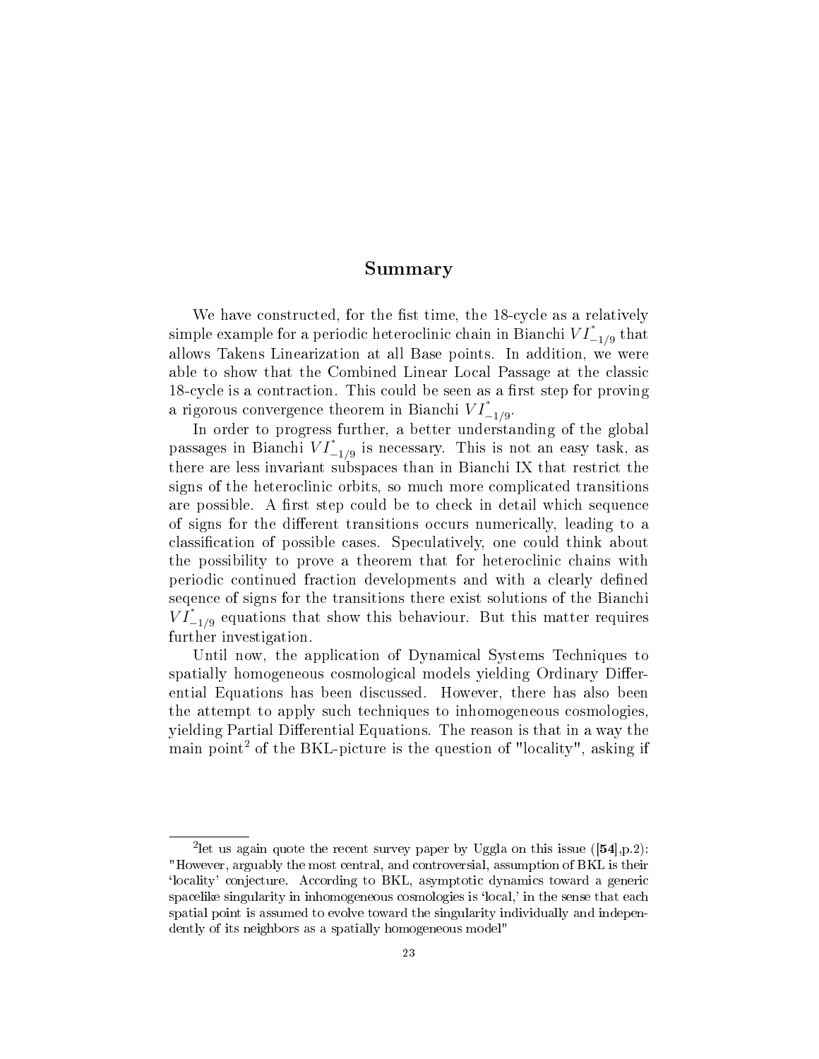## Summary

We have constructed, for the fist time, the 18-cycle as a relatively simple example for a periodic heteroclinic chain in Bianchi $VI^*_{-1/9}$ that allows Takens Linearization at all Base points. In addition, we were able to show that the Combined Linear Local Passage at the classic 18-cycle is a contraction. This could be seen as a first step for proving a rigorous convergence theorem in Bianchi $VI^*_{-1/9}$.

In order to progress further, a better understanding of the global passages in Bianchi $VI^*_{-1/9}$ is necessary. This is not an easy task, as there are less invariant subspaces than in Bianchi IX that restrict the signs of the heteroclinic orbits, so much more complicated transitions are possible. A first step could be to check in detail which sequence of signs for the different transitions occurs numerically, leading to a classification of possible cases. Speculatively, one could think about the possibility to prove a theorem that for heteroclinic chains with periodic continued fraction developments and with a clearly defined seqence of signs for the transitions there exist solutions of the Bianchi $VI^*_{-1/9}$ equations that show this behaviour. But this matter requires further investigation.

Until now, the application of Dynamical Systems Techniques to spatially homogeneous cosmological models yielding Ordinary Differential Equations has been discussed. However, there has also been the attempt to apply such techniques to inhomogeneous cosmologies, yielding Partial Differential Equations. The reason is that in a way the main point[2] of the BKL-picture is the question of "locality", asking if

[2] let us again quote the recent survey paper by Uggla on this issue ([**54**],p.2): "However, arguably the most central, and controversial, assumption of BKL is their 'locality' conjecture. According to BKL, asymptotic dynamics toward a generic spacelike singularity in inhomogeneous cosmologies is 'local,' in the sense that each spatial point is assumed to evolve toward the singularity individually and independently of its neighbors as a spatially homogeneous model"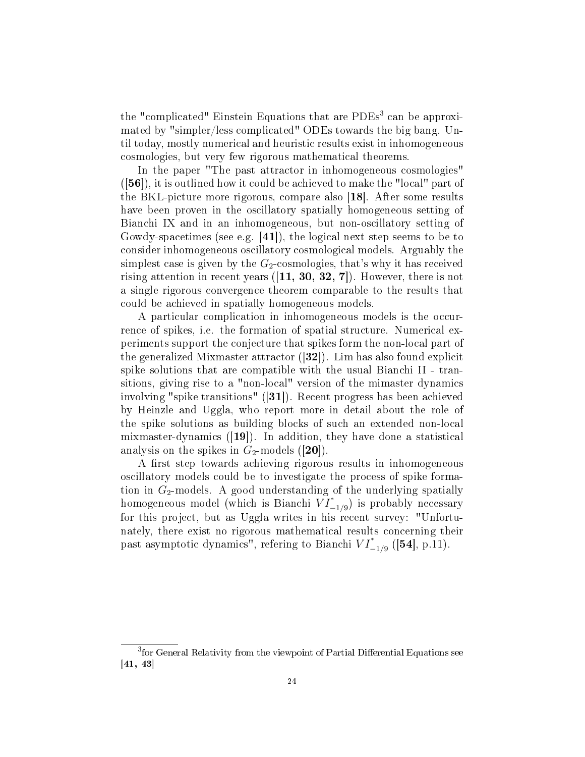the "complicated" Einstein Equations that are PDEs[3] can be approximated by "simpler/less complicated" ODEs towards the big bang. Until today, mostly numerical and heuristic results exist in inhomogeneous cosmologies, but very few rigorous mathematical theorems.

In the paper "The past attractor in inhomogeneous cosmologies" (**[56]**), it is outlined how it could be achieved to make the "local" part of the BKL-picture more rigorous, compare also **[18]**. After some results have been proven in the oscillatory spatially homogeneous setting of Bianchi IX and in an inhomogeneous, but non-oscillatory setting of Gowdy-spacetimes (see e.g. **[41]**), the logical next step seems to be to consider inhomogeneous oscillatory cosmological models. Arguably the simplest case is given by the $G_2$-cosmologies, that's why it has received rising attention in recent years (**[11, 30, 32, 7]**). However, there is not a single rigorous convergence theorem comparable to the results that could be achieved in spatially homogeneous models.

A particular complication in inhomogeneous models is the occurrence of spikes, i.e. the formation of spatial structure. Numerical experiments support the conjecture that spikes form the non-local part of the generalized Mixmaster attractor (**[32]**). Lim has also found explicit spike solutions that are compatible with the usual Bianchi II - transitions, giving rise to a "non-local" version of the mimaster dynamics involving "spike transitions" (**[31]**). Recent progress has been achieved by Heinzle and Uggla, who report more in detail about the role of the spike solutions as building blocks of such an extended non-local mixmaster-dynamics (**[19]**). In addition, they have done a statistical analysis on the spikes in $G_2$-models (**[20]**).

A first step towards achieving rigorous results in inhomogeneous oscillatory models could be to investigate the process of spike formation in $G_2$-models. A good understanding of the underlying spatially homogeneous model (which is Bianchi $VI^*_{-1/9}$) is probably necessary for this project, but as Uggla writes in his recent survey: "Unfortunately, there exist no rigorous mathematical results concerning their past asymptotic dynamics", refering to Bianchi $VI^*_{-1/9}$ (**[54]**, p.11).

[3] for General Relativity from the viewpoint of Partial Differential Equations see **[41, 43]**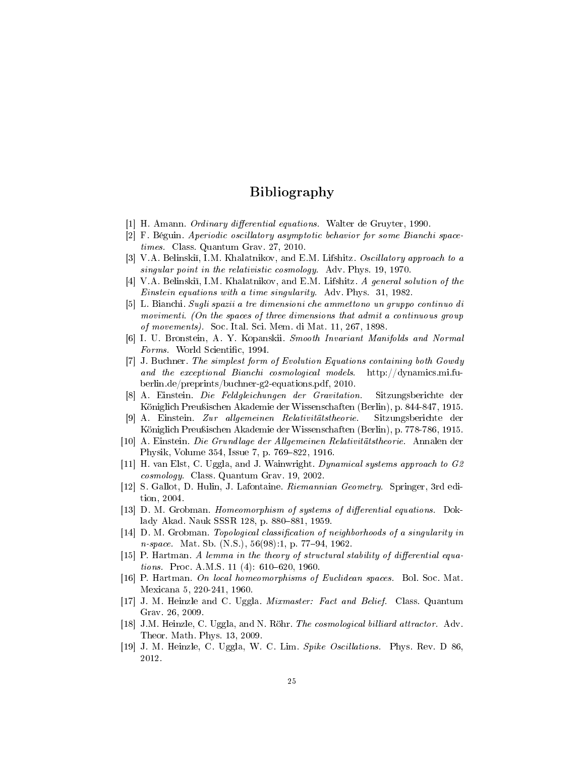# Bibliography

[1] H. Amann. *Ordinary differential equations.* Walter de Gruyter, 1990.

[2] F. Béguin. *Aperiodic oscillatory asymptotic behavior for some Bianchi spacetimes.* Class. Quantum Grav. 27, 2010.

[3] V.A. Belinskiĭ, I.M. Khalatnikov, and E.M. Lifshitz. *Oscillatory approach to a singular point in the relativistic cosmology.* Adv. Phys. 19, 1970.

[4] V.A. Belinskiĭ, I.M. Khalatnikov, and E.M. Lifshitz. *A general solution of the Einstein equations with a time singularity.* Adv. Phys. 31, 1982.

[5] L. Bianchi. *Sugli spazii a tre dimensioni che ammettono un gruppo continuo di movimenti. (On the spaces of three dimensions that admit a continuous group of movements).* Soc. Ital. Sci. Mem. di Mat. 11, 267, 1898.

[6] I. U. Bronstein, A. Y. Kopanskii. *Smooth Invariant Manifolds and Normal Forms.* World Scientific, 1994.

[7] J. Buchner. *The simplest form of Evolution Equations containing both Gowdy and the exceptional Bianchi cosmological models.* http://dynamics.mi.fu-berlin.de/preprints/buchner-g2-equations.pdf, 2010.

[8] A. Einstein. *Die Feldgleichungen der Gravitation.* Sitzungsberichte der Königlich Preußischen Akademie der Wissenschaften (Berlin), p. 844-847, 1915.

[9] A. Einstein. *Zur allgemeinen Relativitätstheorie.* Sitzungsberichte der Königlich Preußischen Akademie der Wissenschaften (Berlin), p. 778-786, 1915.

[10] A. Einstein. *Die Grundlage der Allgemeinen Relativitätstheorie.* Annalen der Physik, Volume 354, Issue 7, p. 769–822, 1916.

[11] H. van Elst, C. Uggla, and J. Wainwright. *Dynamical systems approach to G2 cosmology.* Class. Quantum Grav. 19, 2002.

[12] S. Gallot, D. Hulin, J. Lafontaine. *Riemannian Geometry.* Springer, 3rd edition, 2004.

[13] D. M. Grobman. *Homeomorphism of systems of differential equations.* Doklady Akad. Nauk SSSR 128, p. 880–881, 1959.

[14] D. M. Grobman. *Topological classification of neighborhoods of a singularity in n-space.* Mat. Sb. (N.S.), 56(98):1, p. 77–94, 1962.

[15] P. Hartman. *A lemma in the theory of structural stability of differential equations.* Proc. A.M.S. 11 (4): 610–620, 1960.

[16] P. Hartman. *On local homeomorphisms of Euclidean spaces.* Bol. Soc. Mat. Mexicana 5, 220-241, 1960.

[17] J. M. Heinzle and C. Uggla. *Mixmaster: Fact and Belief.* Class. Quantum Grav. 26, 2009.

[18] J.M. Heinzle, C. Uggla, and N. Röhr. *The cosmological billiard attractor.* Adv. Theor. Math. Phys. 13, 2009.

[19] J. M. Heinzle, C. Uggla, W. C. Lim. *Spike Oscillations.* Phys. Rev. D 86, 2012.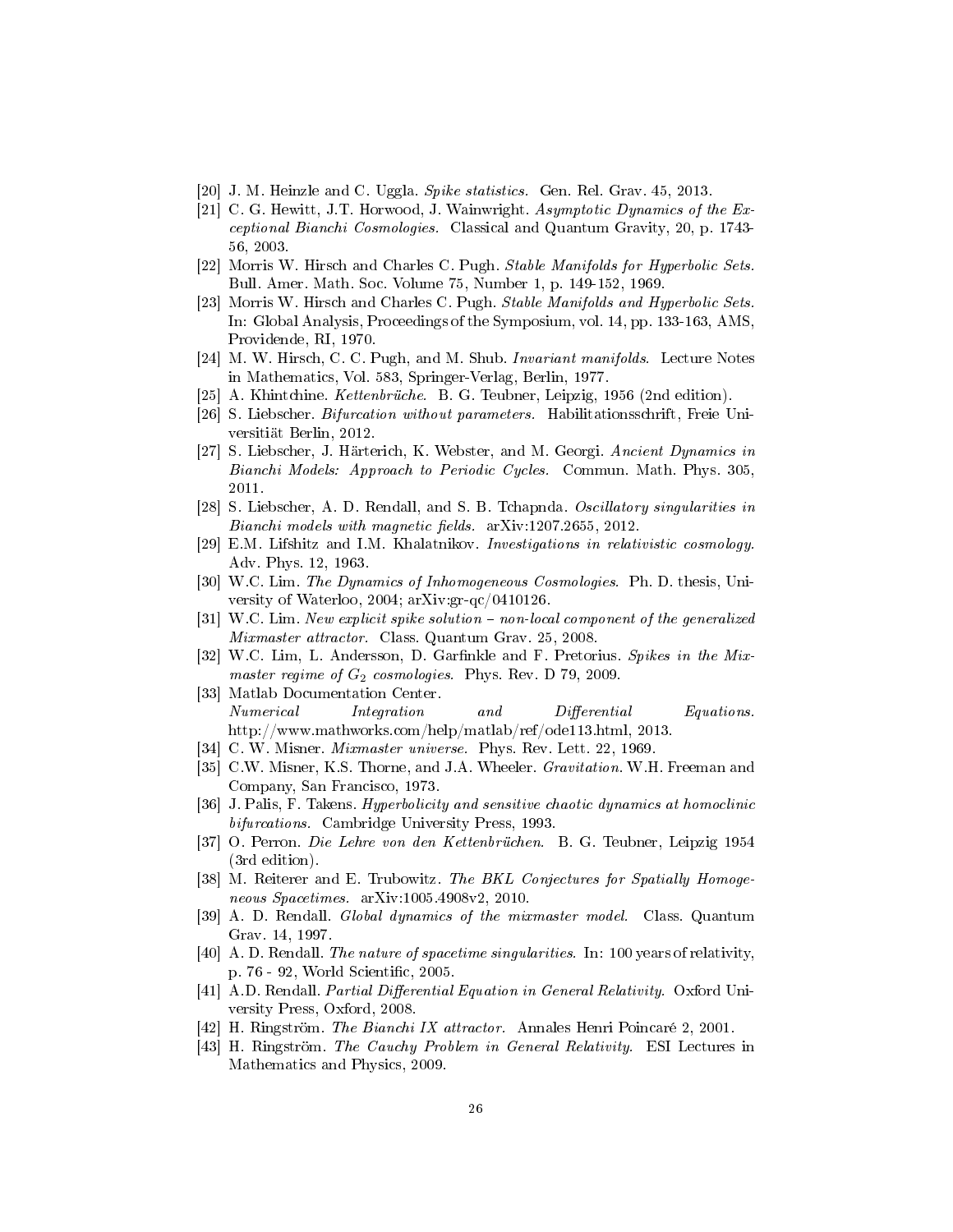[20] J. M. Heinzle and C. Uggla. *Spike statistics.* Gen. Rel. Grav. 45, 2013.

[21] C. G. Hewitt, J.T. Horwood, J. Wainwright. *Asymptotic Dynamics of the Exceptional Bianchi Cosmologies.* Classical and Quantum Gravity, 20, p. 1743-56, 2003.

[22] Morris W. Hirsch and Charles C. Pugh. *Stable Manifolds for Hyperbolic Sets.* Bull. Amer. Math. Soc. Volume 75, Number 1, p. 149-152, 1969.

[23] Morris W. Hirsch and Charles C. Pugh. *Stable Manifolds and Hyperbolic Sets.* In: Global Analysis, Proceedings of the Symposium, vol. 14, pp. 133-163, AMS, Providende, RI, 1970.

[24] M. W. Hirsch, C. C. Pugh, and M. Shub. *Invariant manifolds.* Lecture Notes in Mathematics, Vol. 583, Springer-Verlag, Berlin, 1977.

[25] A. Khintchine. *Kettenbrüche.* B. G. Teubner, Leipzig, 1956 (2nd edition).

[26] S. Liebscher. *Bifurcation without parameters.* Habilitationsschrift, Freie Universitiät Berlin, 2012.

[27] S. Liebscher, J. Härterich, K. Webster, and M. Georgi. *Ancient Dynamics in Bianchi Models: Approach to Periodic Cycles.* Commun. Math. Phys. 305, 2011.

[28] S. Liebscher, A. D. Rendall, and S. B. Tchapnda. *Oscillatory singularities in Bianchi models with magnetic fields.* arXiv:1207.2655, 2012.

[29] E.M. Lifshitz and I.M. Khalatnikov. *Investigations in relativistic cosmology.* Adv. Phys. 12, 1963.

[30] W.C. Lim. *The Dynamics of Inhomogeneous Cosmologies.* Ph. D. thesis, University of Waterloo, 2004; arXiv:gr-qc/0410126.

[31] W.C. Lim. *New explicit spike solution – non-local component of the generalized Mixmaster attractor.* Class. Quantum Grav. 25, 2008.

[32] W.C. Lim, L. Andersson, D. Garfinkle and F. Pretorius. *Spikes in the Mixmaster regime of $G_2$ cosmologies.* Phys. Rev. D 79, 2009.

[33] Matlab Documentation Center. *Numerical Integration and Differential Equations.* http://www.mathworks.com/help/matlab/ref/ode113.html, 2013.

[34] C. W. Misner. *Mixmaster universe.* Phys. Rev. Lett. 22, 1969.

[35] C.W. Misner, K.S. Thorne, and J.A. Wheeler. *Gravitation.* W.H. Freeman and Company, San Francisco, 1973.

[36] J. Palis, F. Takens. *Hyperbolicity and sensitive chaotic dynamics at homoclinic bifurcations.* Cambridge University Press, 1993.

[37] O. Perron. *Die Lehre von den Kettenbrüchen.* B. G. Teubner, Leipzig 1954 (3rd edition).

[38] M. Reiterer and E. Trubowitz. *The BKL Conjectures for Spatially Homogeneous Spacetimes.* arXiv:1005.4908v2, 2010.

[39] A. D. Rendall. *Global dynamics of the mixmaster model.* Class. Quantum Grav. 14, 1997.

[40] A. D. Rendall. *The nature of spacetime singularities.* In: 100 years of relativity, p. 76 - 92, World Scientific, 2005.

[41] A.D. Rendall. *Partial Differential Equation in General Relativity.* Oxford University Press, Oxford, 2008.

[42] H. Ringström. *The Bianchi IX attractor.* Annales Henri Poincaré 2, 2001.

[43] H. Ringström. *The Cauchy Problem in General Relativity.* ESI Lectures in Mathematics and Physics, 2009.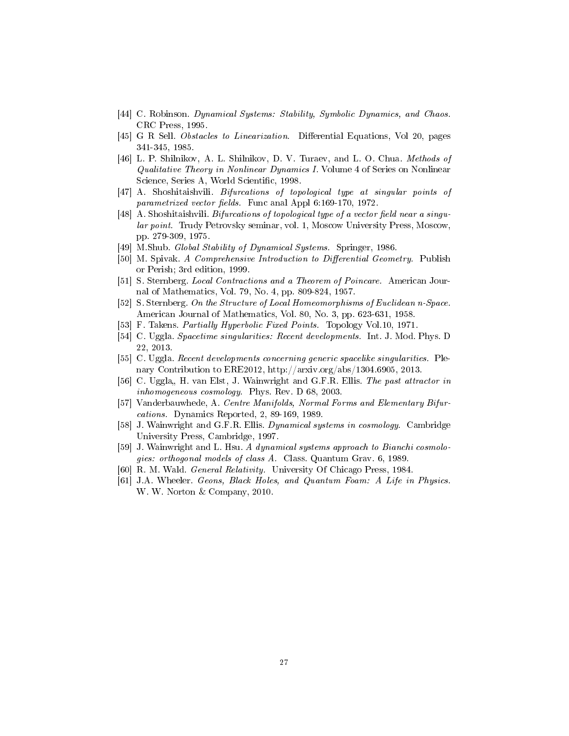[44] C. Robinson. *Dynamical Systems: Stability, Symbolic Dynamics, and Chaos.* CRC Press, 1995.

[45] G R Sell. *Obstacles to Linearization.* Differential Equations, Vol 20, pages 341-345, 1985.

[46] L. P. Shilnikov, A. L. Shilnikov, D. V. Turaev, and L. O. Chua. *Methods of Qualitative Theory in Nonlinear Dynamics I.* Volume 4 of Series on Nonlinear Science, Series A, World Scientific, 1998.

[47] A. Shoshitaishvili. *Bifurcations of topological type at singular points of parametrized vector fields.* Func anal Appl 6:169-170, 1972.

[48] A. Shoshitaishvili. *Bifurcations of topological type of a vector field near a singular point.* Trudy Petrovsky seminar, vol. 1, Moscow University Press, Moscow, pp. 279-309, 1975.

[49] M.Shub. *Global Stability of Dynamical Systems.* Springer, 1986.

[50] M. Spivak. *A Comprehensive Introduction to Differential Geometry.* Publish or Perish; 3rd edition, 1999.

[51] S. Sternberg. *Local Contractions and a Theorem of Poincare.* American Journal of Mathematics, Vol. 79, No. 4, pp. 809-824, 1957.

[52] S. Sternberg. *On the Structure of Local Homeomorphisms of Euclidean n-Space.* American Journal of Mathematics, Vol. 80, No. 3, pp. 623-631, 1958.

[53] F. Takens. *Partially Hyperbolic Fixed Points.* Topology Vol.10, 1971.

[54] C. Uggla. *Spacetime singularities: Recent developments.* Int. J. Mod. Phys. D 22, 2013.

[55] C. Uggla. *Recent developments concerning generic spacelike singularities.* Plenary Contribution to ERE2012, http://arxiv.org/abs/1304.6905, 2013.

[56] C. Uggla,, H. van Elst, J. Wainwright and G.F.R. Ellis. *The past attractor in inhomogeneous cosmology.* Phys. Rev. D 68, 2003.

[57] Vanderbauwhede, A. *Centre Manifolds, Normal Forms and Elementary Bifurcations.* Dynamics Reported, 2, 89-169, 1989.

[58] J. Wainwright and G.F.R. Ellis. *Dynamical systems in cosmology.* Cambridge University Press, Cambridge, 1997.

[59] J. Wainwright and L. Hsu. *A dynamical systems approach to Bianchi cosmologies: orthogonal models of class A.* Class. Quantum Grav. 6, 1989.

[60] R. M. Wald. *General Relativity.* University Of Chicago Press, 1984.

[61] J.A. Wheeler. *Geons, Black Holes, and Quantum Foam: A Life in Physics.* W. W. Norton & Company, 2010.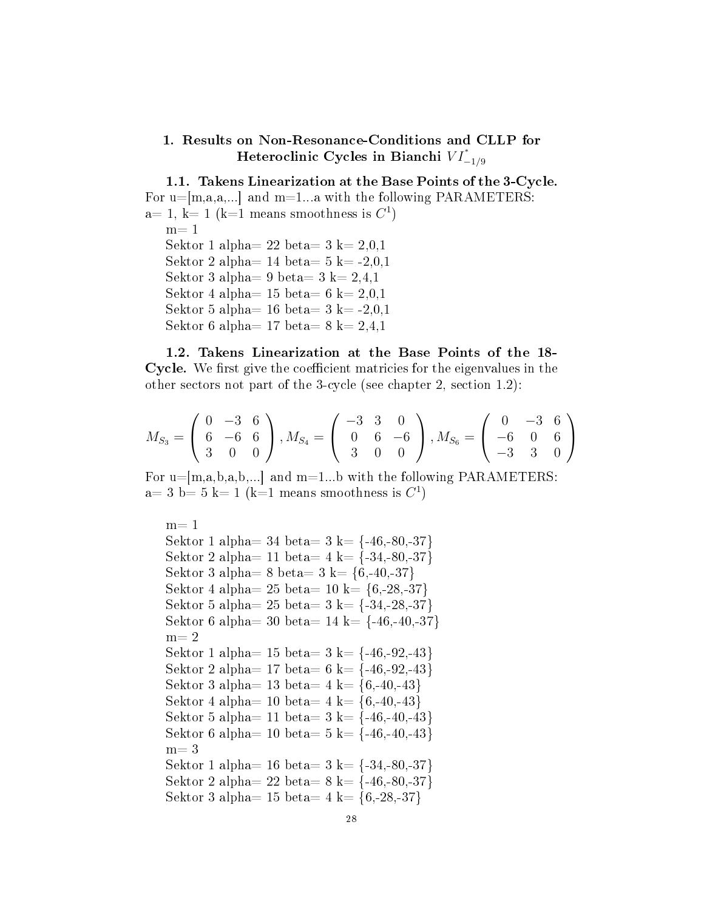# 1. Results on Non-Resonance-Conditions and CLLP for Heteroclinic Cycles in Bianchi $VI^*_{-1/9}$

## 1.1. Takens Linearization at the Base Points of the 3-Cycle.

For u=[m,a,a,...] and m=1...a with the following PARAMETERS:
a= 1, k= 1 (k=1 means smoothness is $C^1$)

m= 1
Sektor 1 alpha= 22 beta= 3 k= 2,0,1
Sektor 2 alpha= 14 beta= 5 k= -2,0,1
Sektor 3 alpha= 9 beta= 3 k= 2,4,1
Sektor 4 alpha= 15 beta= 6 k= 2,0,1
Sektor 5 alpha= 16 beta= 3 k= -2,0,1
Sektor 6 alpha= 17 beta= 8 k= 2,4,1

## 1.2. Takens Linearization at the Base Points of the 18-Cycle.

We first give the coefficient matricies for the eigenvalues in the other sectors not part of the 3-cycle (see chapter 2, section 1.2):

$$M_{S_3} = \begin{pmatrix} 0 & -3 & 6 \\ 6 & -6 & 6 \\ 3 & 0 & 0 \end{pmatrix}, M_{S_4} = \begin{pmatrix} -3 & 3 & 0 \\ 0 & 6 & -6 \\ 3 & 0 & 0 \end{pmatrix}, M_{S_6} = \begin{pmatrix} 0 & -3 & 6 \\ -6 & 0 & 6 \\ -3 & 3 & 0 \end{pmatrix}$$

For u=[m,a,b,a,b,...] and m=1...b with the following PARAMETERS:
a= 3 b= 5 k= 1 (k=1 means smoothness is $C^1$)

m= 1
Sektor 1 alpha= 34 beta= 3 k= {-46,-80,-37}
Sektor 2 alpha= 11 beta= 4 k= {-34,-80,-37}
Sektor 3 alpha= 8 beta= 3 k= {6,-40,-37}
Sektor 4 alpha= 25 beta= 10 k= {6,-28,-37}
Sektor 5 alpha= 25 beta= 3 k= {-34,-28,-37}
Sektor 6 alpha= 30 beta= 14 k= {-46,-40,-37}
m= 2
Sektor 1 alpha= 15 beta= 3 k= {-46,-92,-43}
Sektor 2 alpha= 17 beta= 6 k= {-46,-92,-43}
Sektor 3 alpha= 13 beta= 4 k= {6,-40,-43}
Sektor 4 alpha= 10 beta= 4 k= {6,-40,-43}
Sektor 5 alpha= 11 beta= 3 k= {-46,-40,-43}
Sektor 6 alpha= 10 beta= 5 k= {-46,-40,-43}
m= 3
Sektor 1 alpha= 16 beta= 3 k= {-34,-80,-37}
Sektor 2 alpha= 22 beta= 8 k= {-46,-80,-37}
Sektor 3 alpha= 15 beta= 4 k= {6,-28,-37}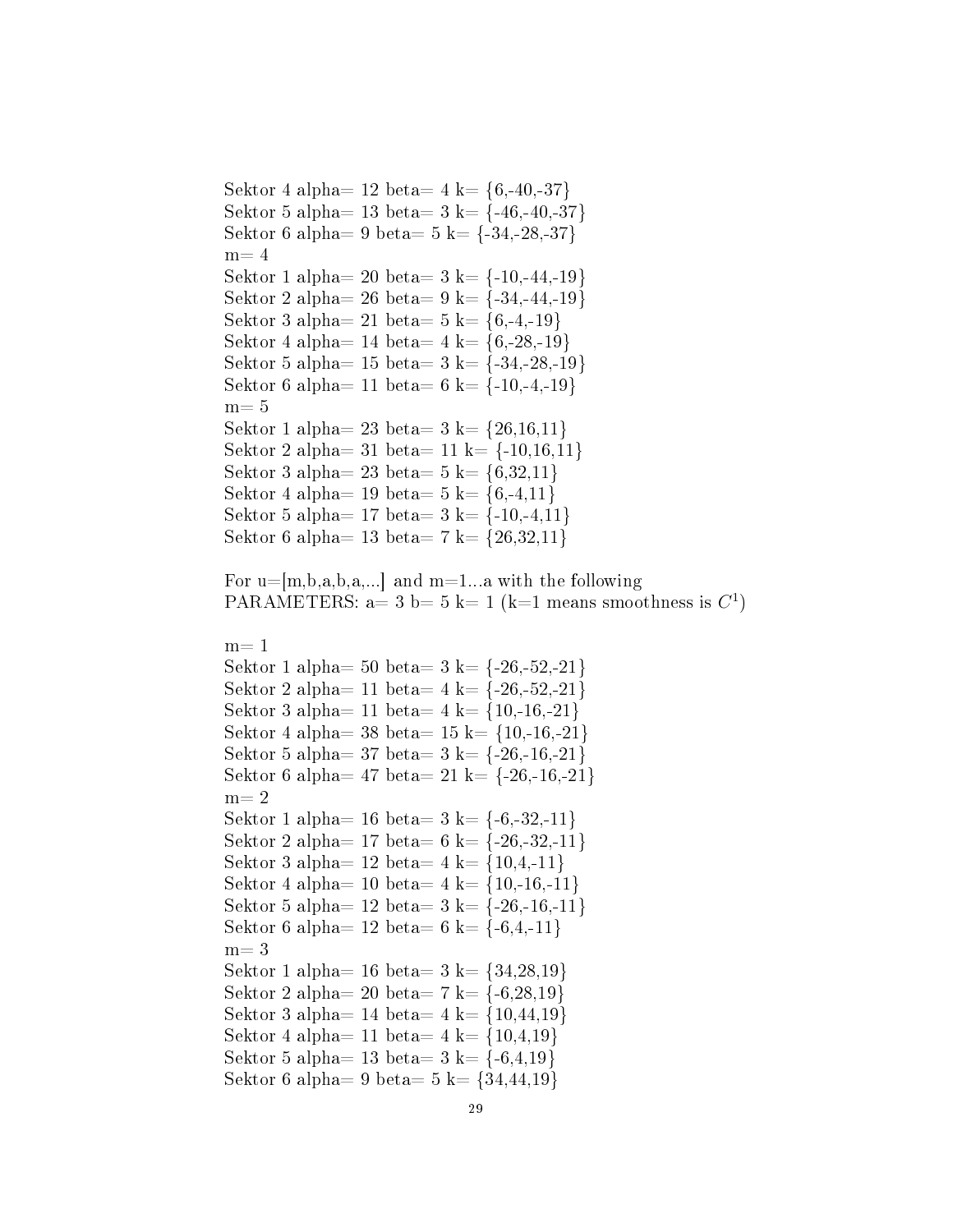Sektor 4 alpha= 12 beta= 4 k= {6,-40,-37}
Sektor 5 alpha= 13 beta= 3 k= {-46,-40,-37}
Sektor 6 alpha= 9 beta= 5 k= {-34,-28,-37}
m= 4
Sektor 1 alpha= 20 beta= 3 k= {-10,-44,-19}
Sektor 2 alpha= 26 beta= 9 k= {-34,-44,-19}
Sektor 3 alpha= 21 beta= 5 k= {6,-4,-19}
Sektor 4 alpha= 14 beta= 4 k= {6,-28,-19}
Sektor 5 alpha= 15 beta= 3 k= {-34,-28,-19}
Sektor 6 alpha= 11 beta= 6 k= {-10,-4,-19}
m= 5
Sektor 1 alpha= 23 beta= 3 k= {26,16,11}
Sektor 2 alpha= 31 beta= 11 k= {-10,16,11}
Sektor 3 alpha= 23 beta= 5 k= {6,32,11}
Sektor 4 alpha= 19 beta= 5 k= {6,-4,11}
Sektor 5 alpha= 17 beta= 3 k= {-10,-4,11}
Sektor 6 alpha= 13 beta= 7 k= {26,32,11}

For u=[m,b,a,b,a,...] and m=1...a with the following
PARAMETERS: a= 3 b= 5 k= 1 (k=1 means smoothness is $C^1$)

m= 1
Sektor 1 alpha= 50 beta= 3 k= {-26,-52,-21}
Sektor 2 alpha= 11 beta= 4 k= {-26,-52,-21}
Sektor 3 alpha= 11 beta= 4 k= {10,-16,-21}
Sektor 4 alpha= 38 beta= 15 k= {10,-16,-21}
Sektor 5 alpha= 37 beta= 3 k= {-26,-16,-21}
Sektor 6 alpha= 47 beta= 21 k= {-26,-16,-21}
m= 2
Sektor 1 alpha= 16 beta= 3 k= {-6,-32,-11}
Sektor 2 alpha= 17 beta= 6 k= {-26,-32,-11}
Sektor 3 alpha= 12 beta= 4 k= {10,4,-11}
Sektor 4 alpha= 10 beta= 4 k= {10,-16,-11}
Sektor 5 alpha= 12 beta= 3 k= {-26,-16,-11}
Sektor 6 alpha= 12 beta= 6 k= {-6,4,-11}
m= 3
Sektor 1 alpha= 16 beta= 3 k= {34,28,19}
Sektor 2 alpha= 20 beta= 7 k= {-6,28,19}
Sektor 3 alpha= 14 beta= 4 k= {10,44,19}
Sektor 4 alpha= 11 beta= 4 k= {10,4,19}
Sektor 5 alpha= 13 beta= 3 k= {-6,4,19}
Sektor 6 alpha= 9 beta= 5 k= {34,44,19}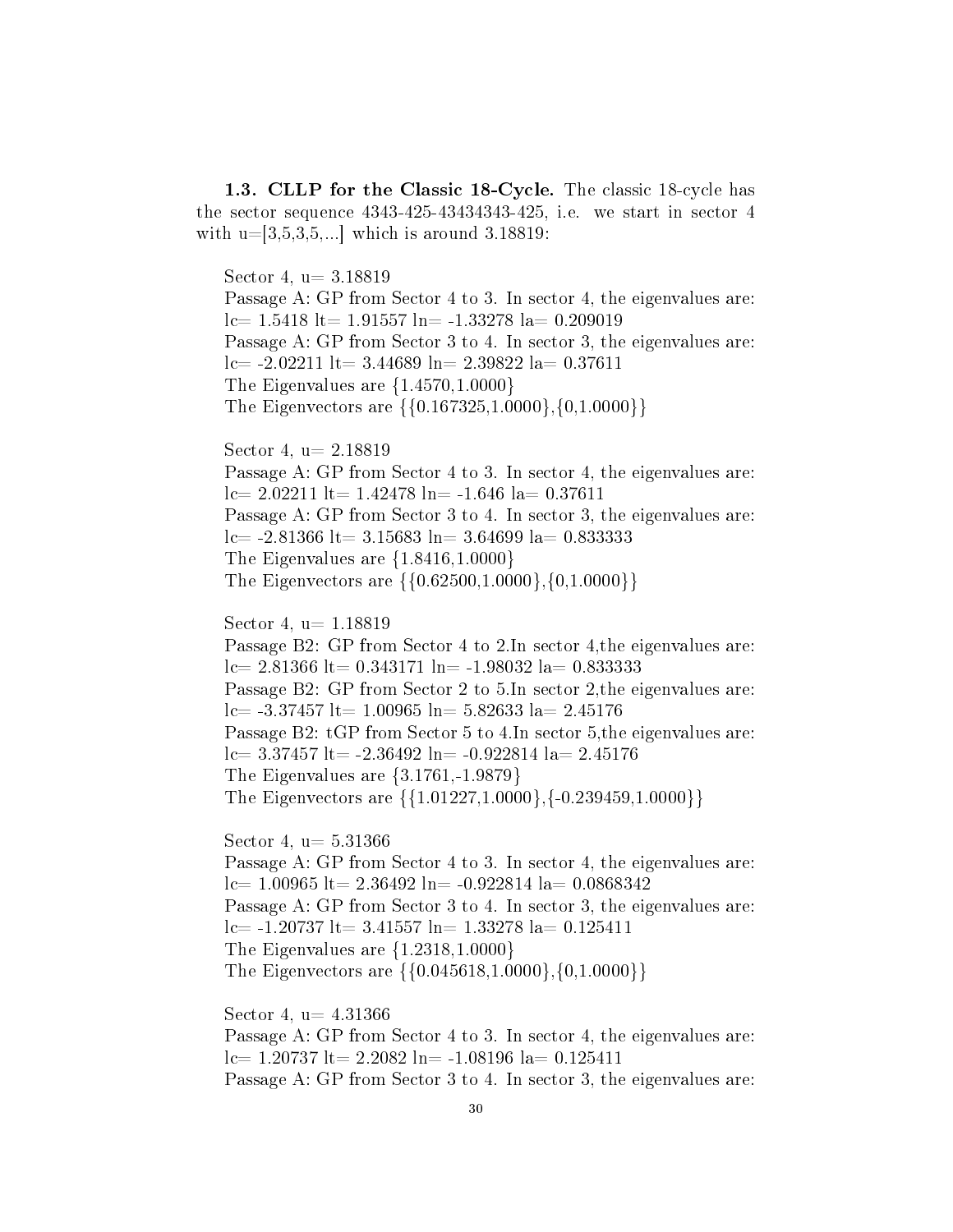**1.3. CLLP for the Classic 18-Cycle.** The classic 18-cycle has the sector sequence 4343-425-43434343-425, i.e. we start in sector 4 with u=[3,5,3,5,...] which is around 3.18819:

Sector 4, u= 3.18819  
Passage A: GP from Sector 4 to 3. In sector 4, the eigenvalues are:  
lc= 1.5418 lt= 1.91557 ln= -1.33278 la= 0.209019  
Passage A: GP from Sector 3 to 4. In sector 3, the eigenvalues are:  
lc= -2.02211 lt= 3.44689 ln= 2.39822 la= 0.37611  
The Eigenvalues are {1.4570,1.0000}  
The Eigenvectors are {{0.167325,1.0000},{0,1.0000}}

Sector 4, u= 2.18819  
Passage A: GP from Sector 4 to 3. In sector 4, the eigenvalues are:  
lc= 2.02211 lt= 1.42478 ln= -1.646 la= 0.37611  
Passage A: GP from Sector 3 to 4. In sector 3, the eigenvalues are:  
lc= -2.81366 lt= 3.15683 ln= 3.64699 la= 0.833333  
The Eigenvalues are {1.8416,1.0000}  
The Eigenvectors are {{0.62500,1.0000},{0,1.0000}}

Sector 4, u= 1.18819  
Passage B2: GP from Sector 4 to 2.In sector 4,the eigenvalues are:  
lc= 2.81366 lt= 0.343171 ln= -1.98032 la= 0.833333  
Passage B2: GP from Sector 2 to 5.In sector 2,the eigenvalues are:  
lc= -3.37457 lt= 1.00965 ln= 5.82633 la= 2.45176  
Passage B2: tGP from Sector 5 to 4.In sector 5,the eigenvalues are:  
lc= 3.37457 lt= -2.36492 ln= -0.922814 la= 2.45176  
The Eigenvalues are {3.1761,-1.9879}  
The Eigenvectors are {{1.01227,1.0000},{-0.239459,1.0000}}

Sector 4, u= 5.31366  
Passage A: GP from Sector 4 to 3. In sector 4, the eigenvalues are:  
lc= 1.00965 lt= 2.36492 ln= -0.922814 la= 0.0868342  
Passage A: GP from Sector 3 to 4. In sector 3, the eigenvalues are:  
lc= -1.20737 lt= 3.41557 ln= 1.33278 la= 0.125411  
The Eigenvalues are {1.2318,1.0000}  
The Eigenvectors are {{0.045618,1.0000},{0,1.0000}}

Sector 4, u= 4.31366  
Passage A: GP from Sector 4 to 3. In sector 4, the eigenvalues are:  
lc= 1.20737 lt= 2.2082 ln= -1.08196 la= 0.125411  
Passage A: GP from Sector 3 to 4. In sector 3, the eigenvalues are: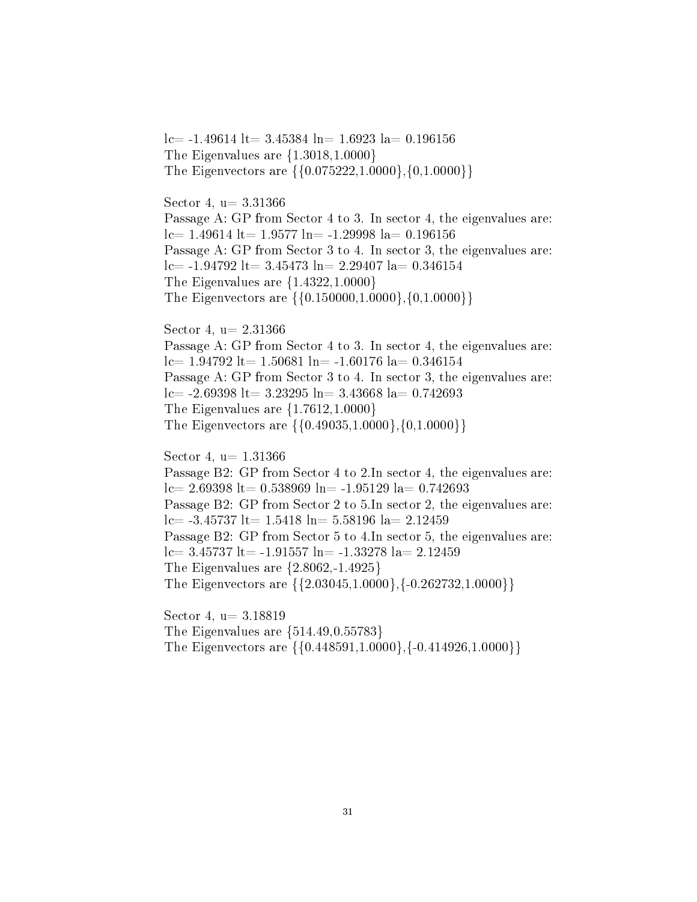lc= -1.49614 lt= 3.45384 ln= 1.6923 la= 0.196156
The Eigenvalues are {1.3018,1.0000}
The Eigenvectors are {{0.075222,1.0000},{0,1.0000}}

Sector 4, u= 3.31366
Passage A: GP from Sector 4 to 3. In sector 4, the eigenvalues are:
lc= 1.49614 lt= 1.9577 ln= -1.29998 la= 0.196156
Passage A: GP from Sector 3 to 4. In sector 3, the eigenvalues are:
lc= -1.94792 lt= 3.45473 ln= 2.29407 la= 0.346154
The Eigenvalues are {1.4322,1.0000}
The Eigenvectors are {{0.150000,1.0000},{0,1.0000}}

Sector 4, u= 2.31366
Passage A: GP from Sector 4 to 3. In sector 4, the eigenvalues are:
lc= 1.94792 lt= 1.50681 ln= -1.60176 la= 0.346154
Passage A: GP from Sector 3 to 4. In sector 3, the eigenvalues are:
lc= -2.69398 lt= 3.23295 ln= 3.43668 la= 0.742693
The Eigenvalues are {1.7612,1.0000}
The Eigenvectors are {{0.49035,1.0000},{0,1.0000}}

Sector 4, u= 1.31366
Passage B2: GP from Sector 4 to 2.In sector 4, the eigenvalues are:
lc= 2.69398 lt= 0.538969 ln= -1.95129 la= 0.742693
Passage B2: GP from Sector 2 to 5.In sector 2, the eigenvalues are:
lc= -3.45737 lt= 1.5418 ln= 5.58196 la= 2.12459
Passage B2: GP from Sector 5 to 4.In sector 5, the eigenvalues are:
lc= 3.45737 lt= -1.91557 ln= -1.33278 la= 2.12459
The Eigenvalues are {2.8062,-1.4925}
The Eigenvectors are {{2.03045,1.0000},{-0.262732,1.0000}}

Sector 4, u= 3.18819
The Eigenvalues are {514.49,0.55783}
The Eigenvectors are {{0.448591,1.0000},{-0.414926,1.0000}}